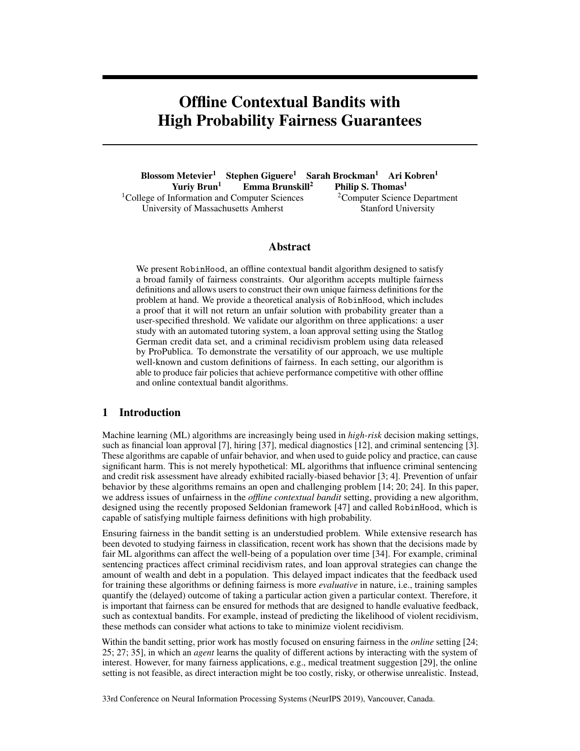# Offline Contextual Bandits with High Probability Fairness Guarantees

**Blossom Metevier[1] Stephen Giguere[1] Sarah Brockman[1] Ari Kobren[1]**
**Yuriy Brun[1] Emma Brunskill[2] Philip S. Thomas[1]**

[1]College of Information and Computer Sciences
University of Massachusetts Amherst

[2]Computer Science Department
Stanford University

## Abstract

We present RobinHood, an offline contextual bandit algorithm designed to satisfy a broad family of fairness constraints. Our algorithm accepts multiple fairness definitions and allows users to construct their own unique fairness definitions for the problem at hand. We provide a theoretical analysis of RobinHood, which includes a proof that it will not return an unfair solution with probability greater than a user-specified threshold. We validate our algorithm on three applications: a user study with an automated tutoring system, a loan approval setting using the Statlog German credit data set, and a criminal recidivism problem using data released by ProPublica. To demonstrate the versatility of our approach, we use multiple well-known and custom definitions of fairness. In each setting, our algorithm is able to produce fair policies that achieve performance competitive with other offline and online contextual bandit algorithms.

## 1 Introduction

Machine learning (ML) algorithms are increasingly being used in *high-risk* decision making settings, such as financial loan approval [7], hiring [37], medical diagnostics [12], and criminal sentencing [3]. These algorithms are capable of unfair behavior, and when used to guide policy and practice, can cause significant harm. This is not merely hypothetical: ML algorithms that influence criminal sentencing and credit risk assessment have already exhibited racially-biased behavior [3; 4]. Prevention of unfair behavior by these algorithms remains an open and challenging problem [14; 20; 24]. In this paper, we address issues of unfairness in the *offline contextual bandit* setting, providing a new algorithm, designed using the recently proposed Seldonian framework [47] and called RobinHood, which is capable of satisfying multiple fairness definitions with high probability.

Ensuring fairness in the bandit setting is an understudied problem. While extensive research has been devoted to studying fairness in classification, recent work has shown that the decisions made by fair ML algorithms can affect the well-being of a population over time [34]. For example, criminal sentencing practices affect criminal recidivism rates, and loan approval strategies can change the amount of wealth and debt in a population. This delayed impact indicates that the feedback used for training these algorithms or defining fairness is more *evaluative* in nature, i.e., training samples quantify the (delayed) outcome of taking a particular action given a particular context. Therefore, it is important that fairness can be ensured for methods that are designed to handle evaluative feedback, such as contextual bandits. For example, instead of predicting the likelihood of violent recidivism, these methods can consider what actions to take to minimize violent recidivism.

Within the bandit setting, prior work has mostly focused on ensuring fairness in the *online* setting [24; 25; 27; 35], in which an *agent* learns the quality of different actions by interacting with the system of interest. However, for many fairness applications, e.g., medical treatment suggestion [29], the online setting is not feasible, as direct interaction might be too costly, risky, or otherwise unrealistic. Instead,

33rd Conference on Neural Information Processing Systems (NeurIPS 2019), Vancouver, Canada.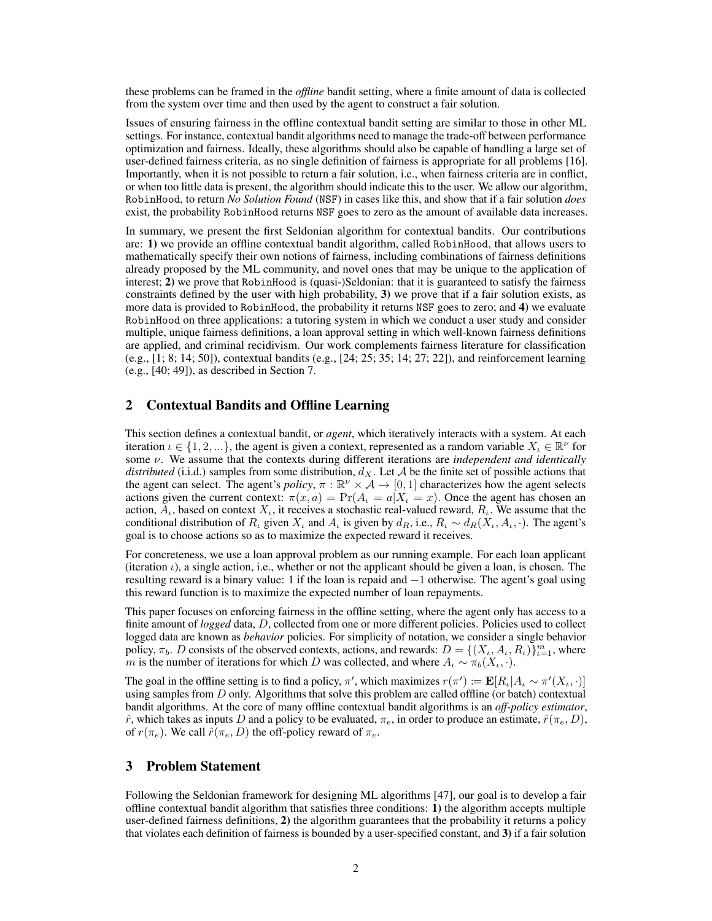these problems can be framed in the *offline* bandit setting, where a finite amount of data is collected from the system over time and then used by the agent to construct a fair solution.

Issues of ensuring fairness in the offline contextual bandit setting are similar to those in other ML settings. For instance, contextual bandit algorithms need to manage the trade-off between performance optimization and fairness. Ideally, these algorithms should also be capable of handling a large set of user-defined fairness criteria, as no single definition of fairness is appropriate for all problems [16]. Importantly, when it is not possible to return a fair solution, i.e., when fairness criteria are in conflict, or when too little data is present, the algorithm should indicate this to the user. We allow our algorithm, RobinHood, to return *No Solution Found* (NSF) in cases like this, and show that if a fair solution *does* exist, the probability RobinHood returns NSF goes to zero as the amount of available data increases.

In summary, we present the first Seldonian algorithm for contextual bandits. Our contributions are: **1)** we provide an offline contextual bandit algorithm, called RobinHood, that allows users to mathematically specify their own notions of fairness, including combinations of fairness definitions already proposed by the ML community, and novel ones that may be unique to the application of interest; **2)** we prove that RobinHood is (quasi-)Seldonian: that it is guaranteed to satisfy the fairness constraints defined by the user with high probability, **3)** we prove that if a fair solution exists, as more data is provided to RobinHood, the probability it returns NSF goes to zero; and **4)** we evaluate RobinHood on three applications: a tutoring system in which we conduct a user study and consider multiple, unique fairness definitions, a loan approval setting in which well-known fairness definitions are applied, and criminal recidivism. Our work complements fairness literature for classification (e.g., [1; 8; 14; 50]), contextual bandits (e.g., [24; 25; 35; 14; 27; 22]), and reinforcement learning (e.g., [40; 49]), as described in Section 7.

## 2 Contextual Bandits and Offline Learning

This section defines a contextual bandit, or *agent*, which iteratively interacts with a system. At each iteration $\iota \in \{1, 2, ...\}$, the agent is given a context, represented as a random variable $X_\iota \in \mathbb{R}^\nu$ for some $\nu$. We assume that the contexts during different iterations are *independent and identically distributed* (i.i.d.) samples from some distribution, $d_X$. Let $\mathcal{A}$ be the finite set of possible actions that the agent can select. The agent's *policy*, $\pi : \mathbb{R}^\nu \times \mathcal{A} \to [0, 1]$ characterizes how the agent selects actions given the current context: $\pi(x, a) = \Pr(A_\iota = a | X_\iota = x)$. Once the agent has chosen an action, $A_\iota$, based on context $X_\iota$, it receives a stochastic real-valued reward, $R_\iota$. We assume that the conditional distribution of $R_\iota$ given $X_\iota$ and $A_\iota$ is given by $d_R$, i.e., $R_\iota \sim d_R(X_\iota, A_\iota, \cdot)$. The agent's goal is to choose actions so as to maximize the expected reward it receives.

For concreteness, we use a loan approval problem as our running example. For each loan applicant (iteration $\iota$), a single action, i.e., whether or not the applicant should be given a loan, is chosen. The resulting reward is a binary value: 1 if the loan is repaid and $-1$ otherwise. The agent's goal using this reward function is to maximize the expected number of loan repayments.

This paper focuses on enforcing fairness in the offline setting, where the agent only has access to a finite amount of *logged* data, $D$, collected from one or more different policies. Policies used to collect logged data are known as *behavior* policies. For simplicity of notation, we consider a single behavior policy, $\pi_b$. $D$ consists of the observed contexts, actions, and rewards: $D = \{(X_\iota, A_\iota, R_\iota)\}_{\iota=1}^m$, where $m$ is the number of iterations for which $D$ was collected, and where $A_\iota \sim \pi_b(X_\iota, \cdot)$.

The goal in the offline setting is to find a policy, $\pi'$, which maximizes $r(\pi') := \mathbf{E}[R_\iota | A_\iota \sim \pi'(X_\iota, \cdot)]$ using samples from $D$ only. Algorithms that solve this problem are called offline (or batch) contextual bandit algorithms. At the core of many offline contextual bandit algorithms is an *off-policy estimator*, $\hat{r}$, which takes as inputs $D$ and a policy to be evaluated, $\pi_e$, in order to produce an estimate, $\hat{r}(\pi_e, D)$, of $r(\pi_e)$. We call $\hat{r}(\pi_e, D)$ the off-policy reward of $\pi_e$.

## 3 Problem Statement

Following the Seldonian framework for designing ML algorithms [47], our goal is to develop a fair offline contextual bandit algorithm that satisfies three conditions: **1)** the algorithm accepts multiple user-defined fairness definitions, **2)** the algorithm guarantees that the probability it returns a policy that violates each definition of fairness is bounded by a user-specified constant, and **3)** if a fair solution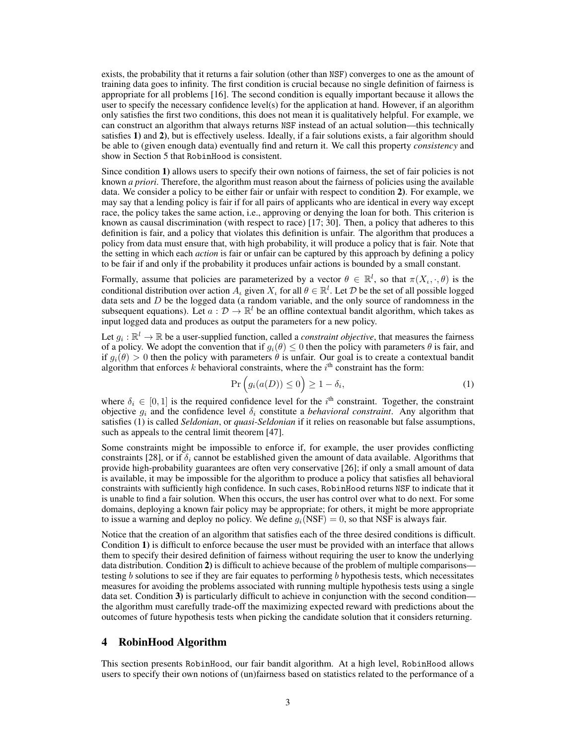exists, the probability that it returns a fair solution (other than NSF) converges to one as the amount of training data goes to infinity. The first condition is crucial because no single definition of fairness is appropriate for all problems [16]. The second condition is equally important because it allows the user to specify the necessary confidence level(s) for the application at hand. However, if an algorithm only satisfies the first two conditions, this does not mean it is qualitatively helpful. For example, we can construct an algorithm that always returns NSF instead of an actual solution—this technically satisfies **1)** and **2)**, but is effectively useless. Ideally, if a fair solutions exists, a fair algorithm should be able to (given enough data) eventually find and return it. We call this property *consistency* and show in Section 5 that RobinHood is consistent.

Since condition **1)** allows users to specify their own notions of fairness, the set of fair policies is not known *a priori*. Therefore, the algorithm must reason about the fairness of policies using the available data. We consider a policy to be either fair or unfair with respect to condition **2)**. For example, we may say that a lending policy is fair if for all pairs of applicants who are identical in every way except race, the policy takes the same action, i.e., approving or denying the loan for both. This criterion is known as causal discrimination (with respect to race) [17; 30]. Then, a policy that adheres to this definition is fair, and a policy that violates this definition is unfair. The algorithm that produces a policy from data must ensure that, with high probability, it will produce a policy that is fair. Note that the setting in which each *action* is fair or unfair can be captured by this approach by defining a policy to be fair if and only if the probability it produces unfair actions is bounded by a small constant.

Formally, assume that policies are parameterized by a vector $\theta \in \mathbb{R}^l$, so that $\pi(X_\iota, \cdot, \theta)$ is the conditional distribution over action $A_\iota$ given $X_\iota$ for all $\theta \in \mathbb{R}^l$. Let $\mathcal{D}$ be the set of all possible logged data sets and $D$ be the logged data (a random variable, and the only source of randomness in the subsequent equations). Let $a : \mathcal{D} \to \mathbb{R}^l$ be an offline contextual bandit algorithm, which takes as input logged data and produces as output the parameters for a new policy.

Let $g_i : \mathbb{R}^l \to \mathbb{R}$ be a user-supplied function, called a *constraint objective*, that measures the fairness of a policy. We adopt the convention that if $g_i(\theta) \leq 0$ then the policy with parameters $\theta$ is fair, and if $g_i(\theta) > 0$ then the policy with parameters $\theta$ is unfair. Our goal is to create a contextual bandit algorithm that enforces $k$ behavioral constraints, where the $i^{\text{th}}$ constraint has the form:

$$\Pr\Big(g_i(a(D)) \leq 0\Big) \geq 1 - \delta_i, \tag{1}$$

where $\delta_i \in [0, 1]$ is the required confidence level for the $i^{\text{th}}$ constraint. Together, the constraint objective $g_i$ and the confidence level $\delta_i$ constitute a *behavioral constraint*. Any algorithm that satisfies (1) is called *Seldonian*, or *quasi-Seldonian* if it relies on reasonable but false assumptions, such as appeals to the central limit theorem [47].

Some constraints might be impossible to enforce if, for example, the user provides conflicting constraints [28], or if $\delta_i$ cannot be established given the amount of data available. Algorithms that provide high-probability guarantees are often very conservative [26]; if only a small amount of data is available, it may be impossible for the algorithm to produce a policy that satisfies all behavioral constraints with sufficiently high confidence. In such cases, RobinHood returns NSF to indicate that it is unable to find a fair solution. When this occurs, the user has control over what to do next. For some domains, deploying a known fair policy may be appropriate; for others, it might be more appropriate to issue a warning and deploy no policy. We define $g_i(\text{NSF}) = 0$, so that NSF is always fair.

Notice that the creation of an algorithm that satisfies each of the three desired conditions is difficult. Condition **1)** is difficult to enforce because the user must be provided with an interface that allows them to specify their desired definition of fairness without requiring the user to know the underlying data distribution. Condition **2)** is difficult to achieve because of the problem of multiple comparisons—testing $b$ solutions to see if they are fair equates to performing $b$ hypothesis tests, which necessitates measures for avoiding the problems associated with running multiple hypothesis tests using a single data set. Condition **3)** is particularly difficult to achieve in conjunction with the second condition—the algorithm must carefully trade-off the maximizing expected reward with predictions about the outcomes of future hypothesis tests when picking the candidate solution that it considers returning.

## 4 RobinHood Algorithm

This section presents RobinHood, our fair bandit algorithm. At a high level, RobinHood allows users to specify their own notions of (un)fairness based on statistics related to the performance of a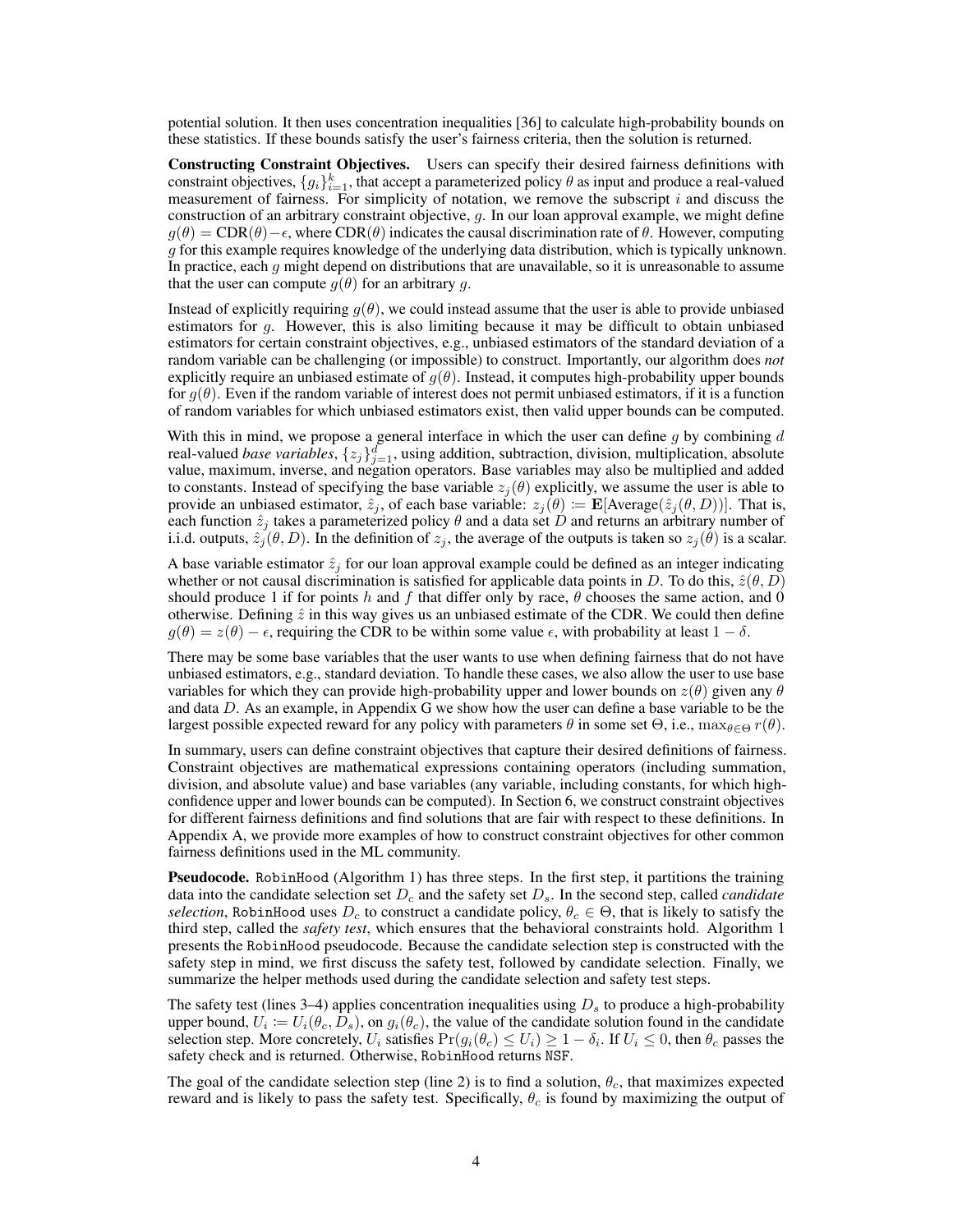potential solution. It then uses concentration inequalities [36] to calculate high-probability bounds on these statistics. If these bounds satisfy the user's fairness criteria, then the solution is returned.

**Constructing Constraint Objectives.** Users can specify their desired fairness definitions with constraint objectives, $\{g_i\}_{i=1}^k$, that accept a parameterized policy $\theta$ as input and produce a real-valued measurement of fairness. For simplicity of notation, we remove the subscript $i$ and discuss the construction of an arbitrary constraint objective, $g$. In our loan approval example, we might define $g(\theta) = \text{CDR}(\theta) - \epsilon$, where $\text{CDR}(\theta)$ indicates the causal discrimination rate of $\theta$. However, computing $g$ for this example requires knowledge of the underlying data distribution, which is typically unknown. In practice, each $g$ might depend on distributions that are unavailable, so it is unreasonable to assume that the user can compute $g(\theta)$ for an arbitrary $g$.

Instead of explicitly requiring $g(\theta)$, we could instead assume that the user is able to provide unbiased estimators for $g$. However, this is also limiting because it may be difficult to obtain unbiased estimators for certain constraint objectives, e.g., unbiased estimators of the standard deviation of a random variable can be challenging (or impossible) to construct. Importantly, our algorithm does *not* explicitly require an unbiased estimate of $g(\theta)$. Instead, it computes high-probability upper bounds for $g(\theta)$. Even if the random variable of interest does not permit unbiased estimators, if it is a function of random variables for which unbiased estimators exist, then valid upper bounds can be computed.

With this in mind, we propose a general interface in which the user can define $g$ by combining $d$ real-valued *base variables*, $\{z_j\}_{j=1}^d$, using addition, subtraction, division, multiplication, absolute value, maximum, inverse, and negation operators. Base variables may also be multiplied and added to constants. Instead of specifying the base variable $z_j(\theta)$ explicitly, we assume the user is able to provide an unbiased estimator, $\hat{z}_j$, of each base variable: $z_j(\theta) \coloneqq \mathbf{E}[\text{Average}(\hat{z}_j(\theta, D))]$. That is, each function $\hat{z}_j$ takes a parameterized policy $\theta$ and a data set $D$ and returns an arbitrary number of i.i.d. outputs, $\hat{z}_j(\theta, D)$. In the definition of $z_j$, the average of the outputs is taken so $z_j(\theta)$ is a scalar.

A base variable estimator $\hat{z}_j$ for our loan approval example could be defined as an integer indicating whether or not causal discrimination is satisfied for applicable data points in $D$. To do this, $\hat{z}(\theta, D)$ should produce 1 if for points $h$ and $f$ that differ only by race, $\theta$ chooses the same action, and 0 otherwise. Defining $\hat{z}$ in this way gives us an unbiased estimate of the CDR. We could then define $g(\theta) = z(\theta) - \epsilon$, requiring the CDR to be within some value $\epsilon$, with probability at least $1 - \delta$.

There may be some base variables that the user wants to use when defining fairness that do not have unbiased estimators, e.g., standard deviation. To handle these cases, we also allow the user to use base variables for which they can provide high-probability upper and lower bounds on $z(\theta)$ given any $\theta$ and data $D$. As an example, in Appendix G we show how the user can define a base variable to be the largest possible expected reward for any policy with parameters $\theta$ in some set $\Theta$, i.e., $\max_{\theta \in \Theta} r(\theta)$.

In summary, users can define constraint objectives that capture their desired definitions of fairness. Constraint objectives are mathematical expressions containing operators (including summation, division, and absolute value) and base variables (any variable, including constants, for which high-confidence upper and lower bounds can be computed). In Section 6, we construct constraint objectives for different fairness definitions and find solutions that are fair with respect to these definitions. In Appendix A, we provide more examples of how to construct constraint objectives for other common fairness definitions used in the ML community.

**Pseudocode.** `RobinHood` (Algorithm 1) has three steps. In the first step, it partitions the training data into the candidate selection set $D_c$ and the safety set $D_s$. In the second step, called *candidate selection*, `RobinHood` uses $D_c$ to construct a candidate policy, $\theta_c \in \Theta$, that is likely to satisfy the third step, called the *safety test*, which ensures that the behavioral constraints hold. Algorithm 1 presents the `RobinHood` pseudocode. Because the candidate selection step is constructed with the safety step in mind, we first discuss the safety test, followed by candidate selection. Finally, we summarize the helper methods used during the candidate selection and safety test steps.

The safety test (lines 3–4) applies concentration inequalities using $D_s$ to produce a high-probability upper bound, $U_i \coloneqq U_i(\theta_c, D_s)$, on $g_i(\theta_c)$, the value of the candidate solution found in the candidate selection step. More concretely, $U_i$ satisfies $\Pr(g_i(\theta_c) \leq U_i) \geq 1 - \delta_i$. If $U_i \leq 0$, then $\theta_c$ passes the safety check and is returned. Otherwise, `RobinHood` returns `NSF`.

The goal of the candidate selection step (line 2) is to find a solution, $\theta_c$, that maximizes expected reward and is likely to pass the safety test. Specifically, $\theta_c$ is found by maximizing the output of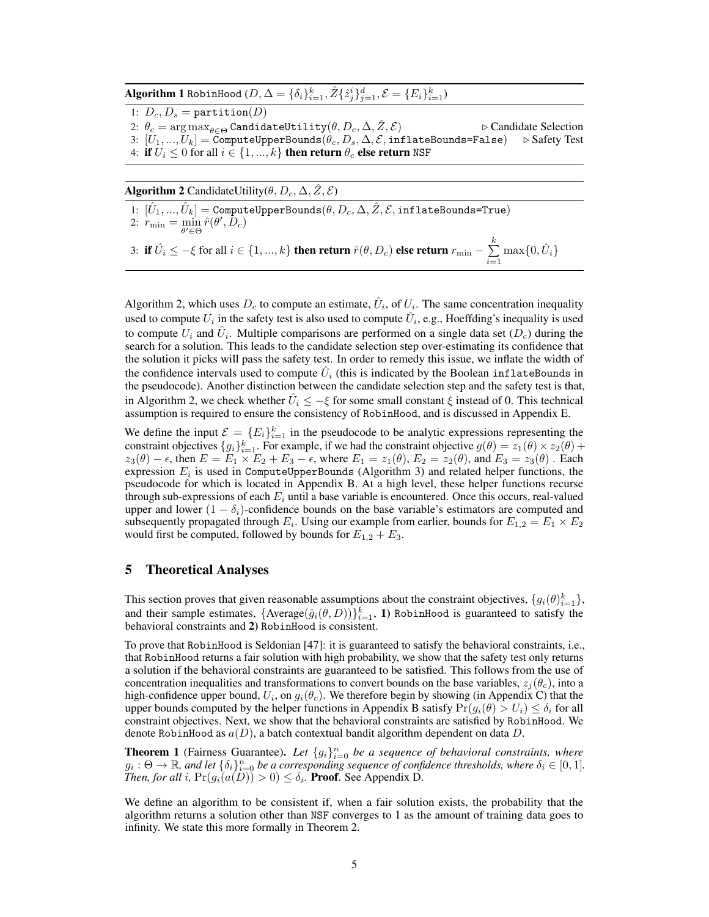**Algorithm 1** RobinHood $(D, \Delta = \{\delta_i\}_{i=1}^k, \hat{Z}\{\hat{z}_j^i\}_{j=1}^d, \mathcal{E} = \{E_i\}_{i=1}^k)$

1: $D_c, D_s = \texttt{partition}(D)$
2: $\theta_c = \arg\max_{\theta \in \Theta} \texttt{CandidateUtility}(\theta, D_c, \Delta, \hat{Z}, \mathcal{E})$ ▷ Candidate Selection
3: $[U_1, ..., U_k] = \texttt{ComputeUpperBounds}(\theta_c, D_s, \Delta, \mathcal{E}, \texttt{inflateBounds=False})$ ▷ Safety Test
4: **if** $U_i \leq 0$ for all $i \in \{1, ..., k\}$ **then return** $\theta_c$ **else return** NSF

**Algorithm 2** CandidateUtility$(\theta, D_c, \Delta, \hat{Z}, \mathcal{E})$

1: $[\hat{U}_1, ..., \hat{U}_k] = \texttt{ComputeUpperBounds}(\theta, D_c, \Delta, \hat{Z}, \mathcal{E}, \texttt{inflateBounds=True})$
2: $r_{\min} = \min\limits_{\theta' \in \Theta} \hat{r}(\theta', D_c)$
3: **if** $\hat{U}_i \leq -\xi$ for all $i \in \{1, ..., k\}$ **then return** $\hat{r}(\theta, D_c)$ **else return** $r_{\min} - \sum\limits_{i=1}^{k} \max\{0, \hat{U}_i\}$

Algorithm 2, which uses $D_c$ to compute an estimate, $\hat{U}_i$, of $U_i$. The same concentration inequality used to compute $U_i$ in the safety test is also used to compute $\hat{U}_i$, e.g., Hoeffding's inequality is used to compute $U_i$ and $\hat{U}_i$. Multiple comparisons are performed on a single data set ($D_c$) during the search for a solution. This leads to the candidate selection step over-estimating its confidence that the solution it picks will pass the safety test. In order to remedy this issue, we inflate the width of the confidence intervals used to compute $\hat{U}_i$ (this is indicated by the Boolean inflateBounds in the pseudocode). Another distinction between the candidate selection step and the safety test is that, in Algorithm 2, we check whether $\hat{U}_i \leq -\xi$ for some small constant $\xi$ instead of 0. This technical assumption is required to ensure the consistency of RobinHood, and is discussed in Appendix E.

We define the input $\mathcal{E} = \{E_i\}_{i=1}^k$ in the pseudocode to be analytic expressions representing the constraint objectives $\{g_i\}_{i=1}^k$. For example, if we had the constraint objective $g(\theta) = z_1(\theta) \times z_2(\theta) + z_3(\theta) - \epsilon$, then $E = E_1 \times E_2 + E_3 - \epsilon$, where $E_1 = z_1(\theta)$, $E_2 = z_2(\theta)$, and $E_3 = z_3(\theta)$ . Each expression $E_i$ is used in ComputeUpperBounds (Algorithm 3) and related helper functions, the pseudocode for which is located in Appendix B. At a high level, these helper functions recurse through sub-expressions of each $E_i$ until a base variable is encountered. Once this occurs, real-valued upper and lower $(1 - \delta_i)$-confidence bounds on the base variable's estimators are computed and subsequently propagated through $E_i$. Using our example from earlier, bounds for $E_{1,2} = E_1 \times E_2$ would first be computed, followed by bounds for $E_{1,2} + E_3$.

## 5 Theoretical Analyses

This section proves that given reasonable assumptions about the constraint objectives, $\{g_i(\theta)_{i=1}^k\}$, and their sample estimates, $\{\text{Average}(\hat{g}_i(\theta, D))\}_{i=1}^k$, **1)** RobinHood is guaranteed to satisfy the behavioral constraints and **2)** RobinHood is consistent.

To prove that RobinHood is Seldonian [47]: it is guaranteed to satisfy the behavioral constraints, i.e., that RobinHood returns a fair solution with high probability, we show that the safety test only returns a solution if the behavioral constraints are guaranteed to be satisfied. This follows from the use of concentration inequalities and transformations to convert bounds on the base variables, $z_j(\theta_c)$, into a high-confidence upper bound, $U_i$, on $g_i(\theta_c)$. We therefore begin by showing (in Appendix C) that the upper bounds computed by the helper functions in Appendix B satisfy $\Pr(g_i(\theta) > U_i) \leq \delta_i$ for all constraint objectives. Next, we show that the behavioral constraints are satisfied by RobinHood. We denote RobinHood as $a(D)$, a batch contextual bandit algorithm dependent on data $D$.

**Theorem 1** (Fairness Guarantee)**.** *Let $\{g_i\}_{i=0}^n$ be a sequence of behavioral constraints, where $g_i : \Theta \to \mathbb{R}$, and let $\{\delta_i\}_{i=0}^n$ be a corresponding sequence of confidence thresholds, where $\delta_i \in [0, 1]$. Then, for all $i$, $\Pr(g_i(a(D)) > 0) \leq \delta_i$.* **Proof**. See Appendix D.

We define an algorithm to be consistent if, when a fair solution exists, the probability that the algorithm returns a solution other than NSF converges to 1 as the amount of training data goes to infinity. We state this more formally in Theorem 2.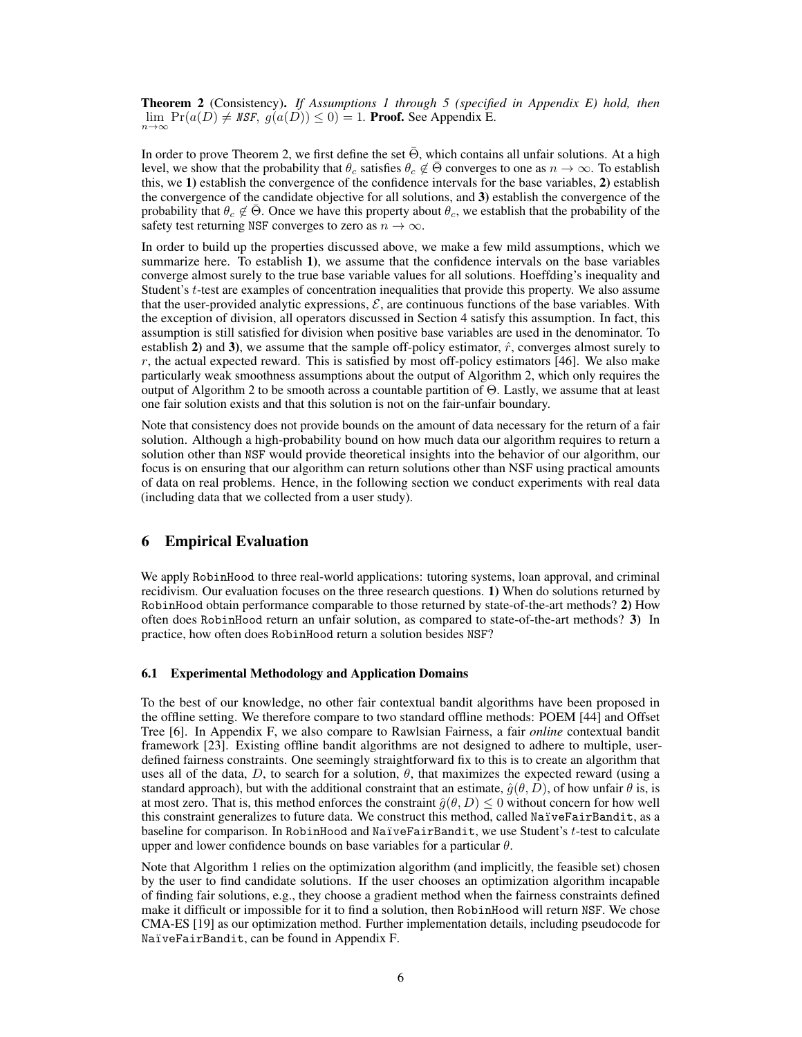**Theorem 2** (Consistency). *If Assumptions 1 through 5 (specified in Appendix E) hold, then* $\lim_{n\to\infty} \Pr(a(D) \neq \texttt{NSF},\ g(a(D)) \leq 0) = 1$. **Proof.** See Appendix E.

In order to prove Theorem 2, we first define the set $\bar{\Theta}$, which contains all unfair solutions. At a high level, we show that the probability that $\theta_c$ satisfies $\theta_c \notin \bar{\Theta}$ converges to one as $n \to \infty$. To establish this, we **1)** establish the convergence of the confidence intervals for the base variables, **2)** establish the convergence of the candidate objective for all solutions, and **3)** establish the convergence of the probability that $\theta_c \notin \bar{\Theta}$. Once we have this property about $\theta_c$, we establish that the probability of the safety test returning NSF converges to zero as $n \to \infty$.

In order to build up the properties discussed above, we make a few mild assumptions, which we summarize here. To establish **1)**, we assume that the confidence intervals on the base variables converge almost surely to the true base variable values for all solutions. Hoeffding's inequality and Student's $t$-test are examples of concentration inequalities that provide this property. We also assume that the user-provided analytic expressions, $\mathcal{E}$, are continuous functions of the base variables. With the exception of division, all operators discussed in Section 4 satisfy this assumption. In fact, this assumption is still satisfied for division when positive base variables are used in the denominator. To establish **2)** and **3)**, we assume that the sample off-policy estimator, $\hat{r}$, converges almost surely to $r$, the actual expected reward. This is satisfied by most off-policy estimators [46]. We also make particularly weak smoothness assumptions about the output of Algorithm 2, which only requires the output of Algorithm 2 to be smooth across a countable partition of $\Theta$. Lastly, we assume that at least one fair solution exists and that this solution is not on the fair-unfair boundary.

Note that consistency does not provide bounds on the amount of data necessary for the return of a fair solution. Although a high-probability bound on how much data our algorithm requires to return a solution other than NSF would provide theoretical insights into the behavior of our algorithm, our focus is on ensuring that our algorithm can return solutions other than NSF using practical amounts of data on real problems. Hence, in the following section we conduct experiments with real data (including data that we collected from a user study).

## 6 Empirical Evaluation

We apply RobinHood to three real-world applications: tutoring systems, loan approval, and criminal recidivism. Our evaluation focuses on the three research questions. **1)** When do solutions returned by RobinHood obtain performance comparable to those returned by state-of-the-art methods? **2)** How often does RobinHood return an unfair solution, as compared to state-of-the-art methods? **3)** In practice, how often does RobinHood return a solution besides NSF?

### 6.1 Experimental Methodology and Application Domains

To the best of our knowledge, no other fair contextual bandit algorithms have been proposed in the offline setting. We therefore compare to two standard offline methods: POEM [44] and Offset Tree [6]. In Appendix F, we also compare to Rawlsian Fairness, a fair *online* contextual bandit framework [23]. Existing offline bandit algorithms are not designed to adhere to multiple, user-defined fairness constraints. One seemingly straightforward fix to this is to create an algorithm that uses all of the data, $D$, to search for a solution, $\theta$, that maximizes the expected reward (using a standard approach), but with the additional constraint that an estimate, $\hat{g}(\theta, D)$, of how unfair $\theta$ is, is at most zero. That is, this method enforces the constraint $\hat{g}(\theta, D) \leq 0$ without concern for how well this constraint generalizes to future data. We construct this method, called NaïveFairBandit, as a baseline for comparison. In RobinHood and NaïveFairBandit, we use Student's $t$-test to calculate upper and lower confidence bounds on base variables for a particular $\theta$.

Note that Algorithm 1 relies on the optimization algorithm (and implicitly, the feasible set) chosen by the user to find candidate solutions. If the user chooses an optimization algorithm incapable of finding fair solutions, e.g., they choose a gradient method when the fairness constraints defined make it difficult or impossible for it to find a solution, then RobinHood will return NSF. We chose CMA-ES [19] as our optimization method. Further implementation details, including pseudocode for NaïveFairBandit, can be found in Appendix F.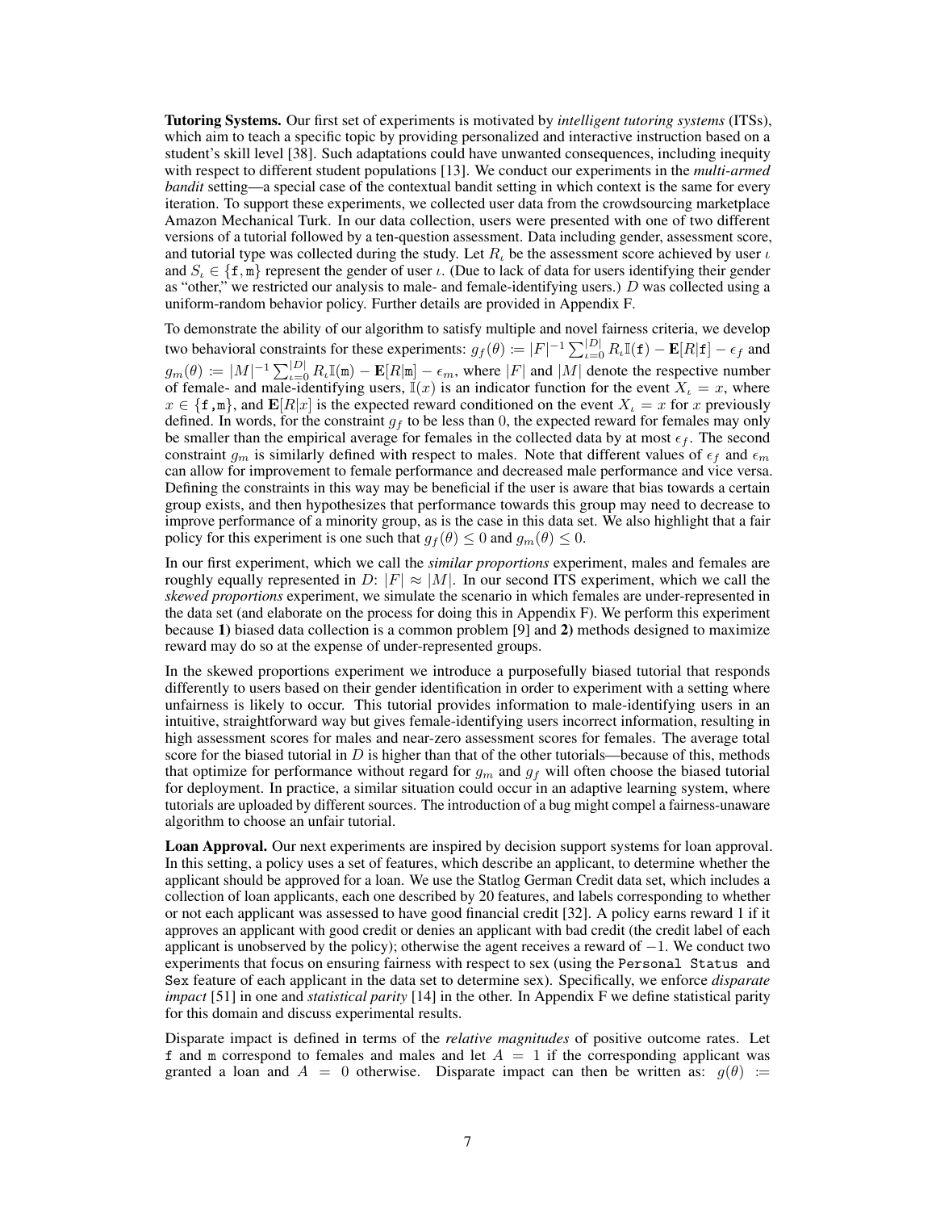**Tutoring Systems.** Our first set of experiments is motivated by *intelligent tutoring systems* (ITSs), which aim to teach a specific topic by providing personalized and interactive instruction based on a student's skill level [38]. Such adaptations could have unwanted consequences, including inequity with respect to different student populations [13]. We conduct our experiments in the *multi-armed bandit* setting—a special case of the contextual bandit setting in which context is the same for every iteration. To support these experiments, we collected user data from the crowdsourcing marketplace Amazon Mechanical Turk. In our data collection, users were presented with one of two different versions of a tutorial followed by a ten-question assessment. Data including gender, assessment score, and tutorial type was collected during the study. Let $R_\iota$ be the assessment score achieved by user $\iota$ and $S_\iota \in \{\texttt{f}, \texttt{m}\}$ represent the gender of user $\iota$. (Due to lack of data for users identifying their gender as "other," we restricted our analysis to male- and female-identifying users.) $D$ was collected using a uniform-random behavior policy. Further details are provided in Appendix F.

To demonstrate the ability of our algorithm to satisfy multiple and novel fairness criteria, we develop two behavioral constraints for these experiments: $g_f(\theta) := |F|^{-1} \sum_{\iota=0}^{|D|} R_\iota \mathbb{I}(\texttt{f}) - \mathbf{E}[R|\texttt{f}] - \epsilon_f$ and $g_m(\theta) := |M|^{-1} \sum_{\iota=0}^{|D|} R_\iota \mathbb{I}(\texttt{m}) - \mathbf{E}[R|\texttt{m}] - \epsilon_m$, where $|F|$ and $|M|$ denote the respective number of female- and male-identifying users, $\mathbb{I}(x)$ is an indicator function for the event $X_\iota = x$, where $x \in \{\texttt{f}, \texttt{m}\}$, and $\mathbf{E}[R|x]$ is the expected reward conditioned on the event $X_\iota = x$ for $x$ previously defined. In words, for the constraint $g_f$ to be less than 0, the expected reward for females may only be smaller than the empirical average for females in the collected data by at most $\epsilon_f$. The second constraint $g_m$ is similarly defined with respect to males. Note that different values of $\epsilon_f$ and $\epsilon_m$ can allow for improvement to female performance and decreased male performance and vice versa. Defining the constraints in this way may be beneficial if the user is aware that bias towards a certain group exists, and then hypothesizes that performance towards this group may need to decrease to improve performance of a minority group, as is the case in this data set. We also highlight that a fair policy for this experiment is one such that $g_f(\theta) \leq 0$ and $g_m(\theta) \leq 0$.

In our first experiment, which we call the *similar proportions* experiment, males and females are roughly equally represented in $D$: $|F| \approx |M|$. In our second ITS experiment, which we call the *skewed proportions* experiment, we simulate the scenario in which females are under-represented in the data set (and elaborate on the process for doing this in Appendix F). We perform this experiment because **1)** biased data collection is a common problem [9] and **2)** methods designed to maximize reward may do so at the expense of under-represented groups.

In the skewed proportions experiment we introduce a purposefully biased tutorial that responds differently to users based on their gender identification in order to experiment with a setting where unfairness is likely to occur. This tutorial provides information to male-identifying users in an intuitive, straightforward way but gives female-identifying users incorrect information, resulting in high assessment scores for males and near-zero assessment scores for females. The average total score for the biased tutorial in $D$ is higher than that of the other tutorials—because of this, methods that optimize for performance without regard for $g_m$ and $g_f$ will often choose the biased tutorial for deployment. In practice, a similar situation could occur in an adaptive learning system, where tutorials are uploaded by different sources. The introduction of a bug might compel a fairness-unaware algorithm to choose an unfair tutorial.

**Loan Approval.** Our next experiments are inspired by decision support systems for loan approval. In this setting, a policy uses a set of features, which describe an applicant, to determine whether the applicant should be approved for a loan. We use the Statlog German Credit data set, which includes a collection of loan applicants, each one described by 20 features, and labels corresponding to whether or not each applicant was assessed to have good financial credit [32]. A policy earns reward 1 if it approves an applicant with good credit or denies an applicant with bad credit (the credit label of each applicant is unobserved by the policy); otherwise the agent receives a reward of $-1$. We conduct two experiments that focus on ensuring fairness with respect to sex (using the `Personal Status and Sex` feature of each applicant in the data set to determine sex). Specifically, we enforce *disparate impact* [51] in one and *statistical parity* [14] in the other. In Appendix F we define statistical parity for this domain and discuss experimental results.

Disparate impact is defined in terms of the *relative magnitudes* of positive outcome rates. Let `f` and `m` correspond to females and males and let $A = 1$ if the corresponding applicant was granted a loan and $A = 0$ otherwise. Disparate impact can then be written as: $g(\theta) :=$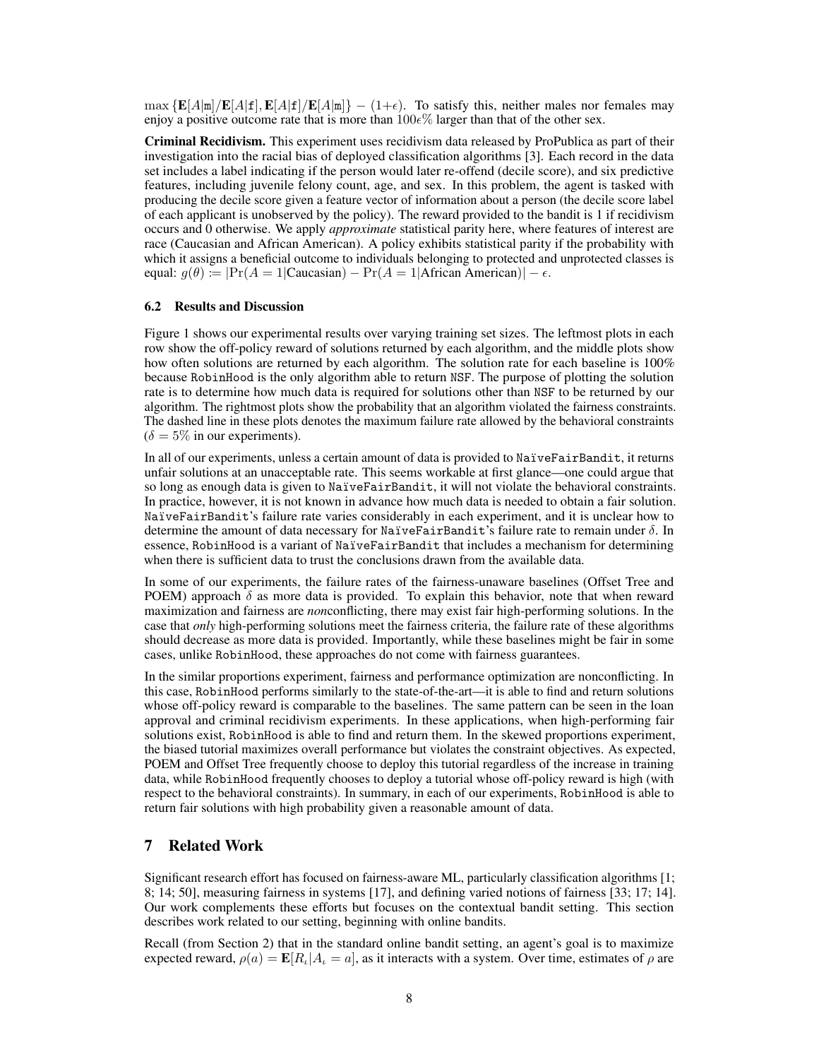$\max\{\mathbf{E}[A|\mathtt{m}]/\mathbf{E}[A|\mathtt{f}], \mathbf{E}[A|\mathtt{f}]/\mathbf{E}[A|\mathtt{m}]\} - (1+\epsilon)$. To satisfy this, neither males nor females may enjoy a positive outcome rate that is more than $100\epsilon\%$ larger than that of the other sex.

**Criminal Recidivism.** This experiment uses recidivism data released by ProPublica as part of their investigation into the racial bias of deployed classification algorithms [3]. Each record in the data set includes a label indicating if the person would later re-offend (decile score), and six predictive features, including juvenile felony count, age, and sex. In this problem, the agent is tasked with producing the decile score given a feature vector of information about a person (the decile score label of each applicant is unobserved by the policy). The reward provided to the bandit is 1 if recidivism occurs and 0 otherwise. We apply *approximate* statistical parity here, where features of interest are race (Caucasian and African American). A policy exhibits statistical parity if the probability with which it assigns a beneficial outcome to individuals belonging to protected and unprotected classes is equal: $g(\theta) := |\Pr(A=1|\text{Caucasian}) - \Pr(A=1|\text{African American})| - \epsilon$.

### 6.2 Results and Discussion

Figure 1 shows our experimental results over varying training set sizes. The leftmost plots in each row show the off-policy reward of solutions returned by each algorithm, and the middle plots show how often solutions are returned by each algorithm. The solution rate for each baseline is 100% because `RobinHood` is the only algorithm able to return `NSF`. The purpose of plotting the solution rate is to determine how much data is required for solutions other than `NSF` to be returned by our algorithm. The rightmost plots show the probability that an algorithm violated the fairness constraints. The dashed line in these plots denotes the maximum failure rate allowed by the behavioral constraints ($\delta = 5\%$ in our experiments).

In all of our experiments, unless a certain amount of data is provided to `NaïveFairBandit`, it returns unfair solutions at an unacceptable rate. This seems workable at first glance—one could argue that so long as enough data is given to `NaïveFairBandit`, it will not violate the behavioral constraints. In practice, however, it is not known in advance how much data is needed to obtain a fair solution. `NaïveFairBandit`'s failure rate varies considerably in each experiment, and it is unclear how to determine the amount of data necessary for `NaïveFairBandit`'s failure rate to remain under $\delta$. In essence, `RobinHood` is a variant of `NaïveFairBandit` that includes a mechanism for determining when there is sufficient data to trust the conclusions drawn from the available data.

In some of our experiments, the failure rates of the fairness-unaware baselines (Offset Tree and POEM) approach $\delta$ as more data is provided. To explain this behavior, note that when reward maximization and fairness are *non*conflicting, there may exist fair high-performing solutions. In the case that *only* high-performing solutions meet the fairness criteria, the failure rate of these algorithms should decrease as more data is provided. Importantly, while these baselines might be fair in some cases, unlike `RobinHood`, these approaches do not come with fairness guarantees.

In the similar proportions experiment, fairness and performance optimization are nonconflicting. In this case, `RobinHood` performs similarly to the state-of-the-art—it is able to find and return solutions whose off-policy reward is comparable to the baselines. The same pattern can be seen in the loan approval and criminal recidivism experiments. In these applications, when high-performing fair solutions exist, `RobinHood` is able to find and return them. In the skewed proportions experiment, the biased tutorial maximizes overall performance but violates the constraint objectives. As expected, POEM and Offset Tree frequently choose to deploy this tutorial regardless of the increase in training data, while `RobinHood` frequently chooses to deploy a tutorial whose off-policy reward is high (with respect to the behavioral constraints). In summary, in each of our experiments, `RobinHood` is able to return fair solutions with high probability given a reasonable amount of data.

## 7 Related Work

Significant research effort has focused on fairness-aware ML, particularly classification algorithms [1; 8; 14; 50], measuring fairness in systems [17], and defining varied notions of fairness [33; 17; 14]. Our work complements these efforts but focuses on the contextual bandit setting. This section describes work related to our setting, beginning with online bandits.

Recall (from Section 2) that in the standard online bandit setting, an agent's goal is to maximize expected reward, $\rho(a) = \mathbf{E}[R_\iota | A_\iota = a]$, as it interacts with a system. Over time, estimates of $\rho$ are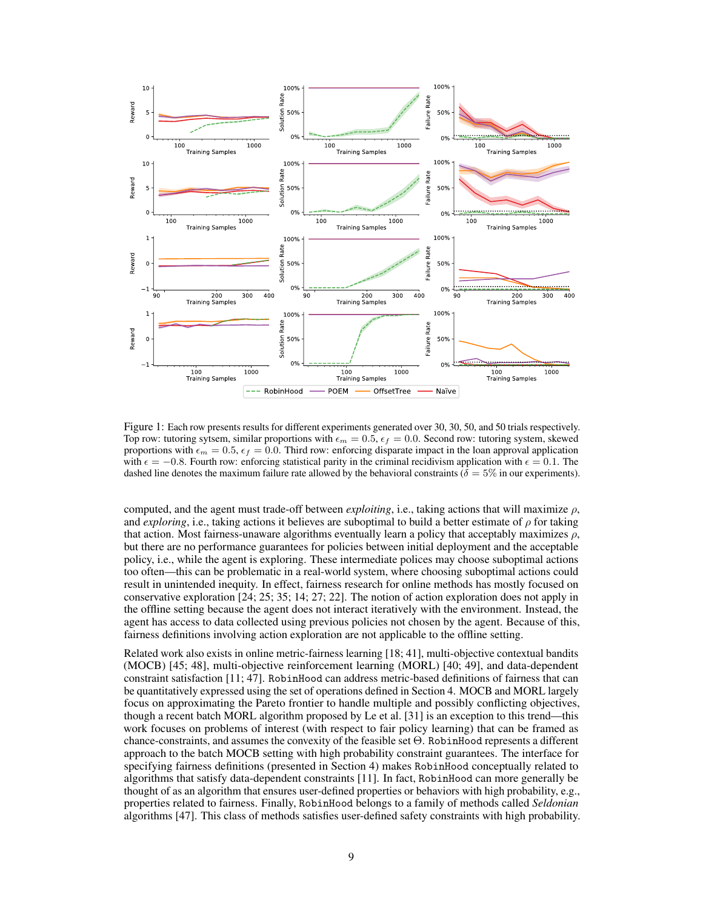Figure 1: Each row presents results for different experiments generated over 30, 30, 50, and 50 trials respectively. Top row: tutoring sytsem, similar proportions with $\epsilon_m = 0.5$, $\epsilon_f = 0.0$. Second row: tutoring system, skewed proportions with $\epsilon_m = 0.5$, $\epsilon_f = 0.0$. Third row: enforcing disparate impact in the loan approval application with $\epsilon = -0.8$. Fourth row: enforcing statistical parity in the criminal recidivism application with $\epsilon = 0.1$. The dashed line denotes the maximum failure rate allowed by the behavioral constraints ($\delta = 5\%$ in our experiments).

computed, and the agent must trade-off between *exploiting*, i.e., taking actions that will maximize $\rho$, and *exploring*, i.e., taking actions it believes are suboptimal to build a better estimate of $\rho$ for taking that action. Most fairness-unaware algorithms eventually learn a policy that acceptably maximizes $\rho$, but there are no performance guarantees for policies between initial deployment and the acceptable policy, i.e., while the agent is exploring. These intermediate polices may choose suboptimal actions too often—this can be problematic in a real-world system, where choosing suboptimal actions could result in unintended inequity. In effect, fairness research for online methods has mostly focused on conservative exploration [24; 25; 35; 14; 27; 22]. The notion of action exploration does not apply in the offline setting because the agent does not interact iteratively with the environment. Instead, the agent has access to data collected using previous policies not chosen by the agent. Because of this, fairness definitions involving action exploration are not applicable to the offline setting.

Related work also exists in online metric-fairness learning [18; 41], multi-objective contextual bandits (MOCB) [45; 48], multi-objective reinforcement learning (MORL) [40; 49], and data-dependent constraint satisfaction [11; 47]. RobinHood can address metric-based definitions of fairness that can be quantitatively expressed using the set of operations defined in Section 4. MOCB and MORL largely focus on approximating the Pareto frontier to handle multiple and possibly conflicting objectives, though a recent batch MORL algorithm proposed by Le et al. [31] is an exception to this trend—this work focuses on problems of interest (with respect to fair policy learning) that can be framed as chance-constraints, and assumes the convexity of the feasible set $\Theta$. RobinHood represents a different approach to the batch MOCB setting with high probability constraint guarantees. The interface for specifying fairness definitions (presented in Section 4) makes RobinHood conceptually related to algorithms that satisfy data-dependent constraints [11]. In fact, RobinHood can more generally be thought of as an algorithm that ensures user-defined properties or behaviors with high probability, e.g., properties related to fairness. Finally, RobinHood belongs to a family of methods called *Seldonian* algorithms [47]. This class of methods satisfies user-defined safety constraints with high probability.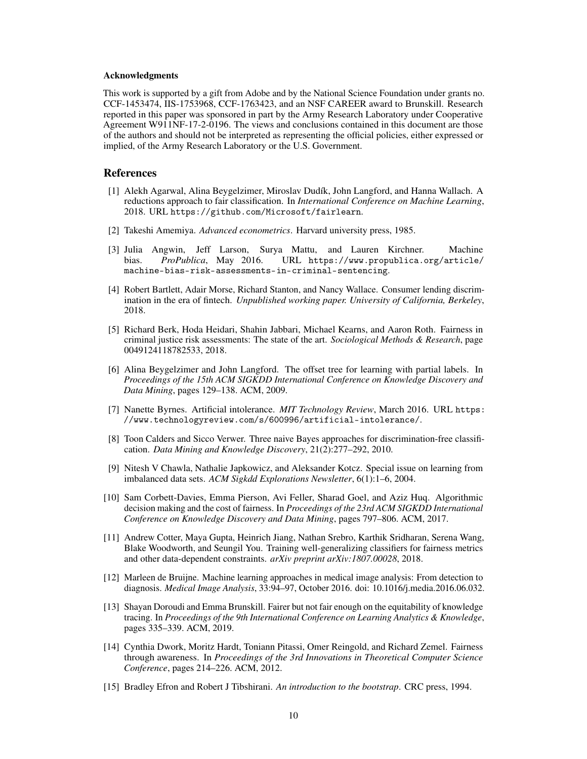#### Acknowledgments

This work is supported by a gift from Adobe and by the National Science Foundation under grants no. CCF-1453474, IIS-1753968, CCF-1763423, and an NSF CAREER award to Brunskill. Research reported in this paper was sponsored in part by the Army Research Laboratory under Cooperative Agreement W911NF-17-2-0196. The views and conclusions contained in this document are those of the authors and should not be interpreted as representing the official policies, either expressed or implied, of the Army Research Laboratory or the U.S. Government.

## References

[1] Alekh Agarwal, Alina Beygelzimer, Miroslav Dudík, John Langford, and Hanna Wallach. A reductions approach to fair classification. In *International Conference on Machine Learning*, 2018. URL https://github.com/Microsoft/fairlearn.

[2] Takeshi Amemiya. *Advanced econometrics*. Harvard university press, 1985.

[3] Julia Angwin, Jeff Larson, Surya Mattu, and Lauren Kirchner. Machine bias. *ProPublica*, May 2016. URL https://www.propublica.org/article/machine-bias-risk-assessments-in-criminal-sentencing.

[4] Robert Bartlett, Adair Morse, Richard Stanton, and Nancy Wallace. Consumer lending discrimination in the era of fintech. *Unpublished working paper. University of California, Berkeley*, 2018.

[5] Richard Berk, Hoda Heidari, Shahin Jabbari, Michael Kearns, and Aaron Roth. Fairness in criminal justice risk assessments: The state of the art. *Sociological Methods & Research*, page 0049124118782533, 2018.

[6] Alina Beygelzimer and John Langford. The offset tree for learning with partial labels. In *Proceedings of the 15th ACM SIGKDD International Conference on Knowledge Discovery and Data Mining*, pages 129–138. ACM, 2009.

[7] Nanette Byrnes. Artificial intolerance. *MIT Technology Review*, March 2016. URL https://www.technologyreview.com/s/600996/artificial-intolerance/.

[8] Toon Calders and Sicco Verwer. Three naive Bayes approaches for discrimination-free classification. *Data Mining and Knowledge Discovery*, 21(2):277–292, 2010.

[9] Nitesh V Chawla, Nathalie Japkowicz, and Aleksander Kotcz. Special issue on learning from imbalanced data sets. *ACM Sigkdd Explorations Newsletter*, 6(1):1–6, 2004.

[10] Sam Corbett-Davies, Emma Pierson, Avi Feller, Sharad Goel, and Aziz Huq. Algorithmic decision making and the cost of fairness. In *Proceedings of the 23rd ACM SIGKDD International Conference on Knowledge Discovery and Data Mining*, pages 797–806. ACM, 2017.

[11] Andrew Cotter, Maya Gupta, Heinrich Jiang, Nathan Srebro, Karthik Sridharan, Serena Wang, Blake Woodworth, and Seungil You. Training well-generalizing classifiers for fairness metrics and other data-dependent constraints. *arXiv preprint arXiv:1807.00028*, 2018.

[12] Marleen de Bruijne. Machine learning approaches in medical image analysis: From detection to diagnosis. *Medical Image Analysis*, 33:94–97, October 2016. doi: 10.1016/j.media.2016.06.032.

[13] Shayan Doroudi and Emma Brunskill. Fairer but not fair enough on the equitability of knowledge tracing. In *Proceedings of the 9th International Conference on Learning Analytics & Knowledge*, pages 335–339. ACM, 2019.

[14] Cynthia Dwork, Moritz Hardt, Toniann Pitassi, Omer Reingold, and Richard Zemel. Fairness through awareness. In *Proceedings of the 3rd Innovations in Theoretical Computer Science Conference*, pages 214–226. ACM, 2012.

[15] Bradley Efron and Robert J Tibshirani. *An introduction to the bootstrap*. CRC press, 1994.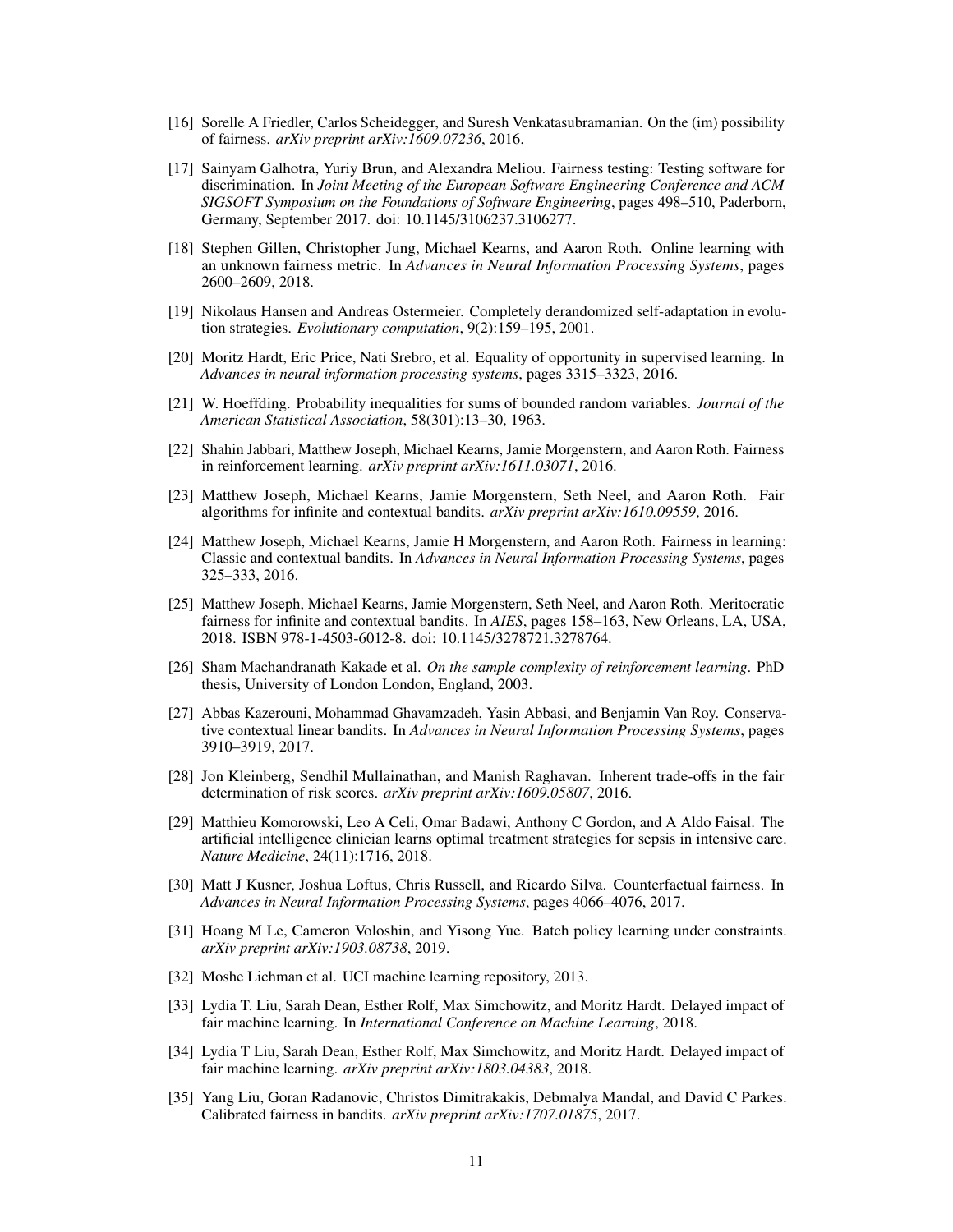[16] Sorelle A Friedler, Carlos Scheidegger, and Suresh Venkatasubramanian. On the (im) possibility of fairness. *arXiv preprint arXiv:1609.07236*, 2016.

[17] Sainyam Galhotra, Yuriy Brun, and Alexandra Meliou. Fairness testing: Testing software for discrimination. In *Joint Meeting of the European Software Engineering Conference and ACM SIGSOFT Symposium on the Foundations of Software Engineering*, pages 498–510, Paderborn, Germany, September 2017. doi: 10.1145/3106237.3106277.

[18] Stephen Gillen, Christopher Jung, Michael Kearns, and Aaron Roth. Online learning with an unknown fairness metric. In *Advances in Neural Information Processing Systems*, pages 2600–2609, 2018.

[19] Nikolaus Hansen and Andreas Ostermeier. Completely derandomized self-adaptation in evolution strategies. *Evolutionary computation*, 9(2):159–195, 2001.

[20] Moritz Hardt, Eric Price, Nati Srebro, et al. Equality of opportunity in supervised learning. In *Advances in neural information processing systems*, pages 3315–3323, 2016.

[21] W. Hoeffding. Probability inequalities for sums of bounded random variables. *Journal of the American Statistical Association*, 58(301):13–30, 1963.

[22] Shahin Jabbari, Matthew Joseph, Michael Kearns, Jamie Morgenstern, and Aaron Roth. Fairness in reinforcement learning. *arXiv preprint arXiv:1611.03071*, 2016.

[23] Matthew Joseph, Michael Kearns, Jamie Morgenstern, Seth Neel, and Aaron Roth. Fair algorithms for infinite and contextual bandits. *arXiv preprint arXiv:1610.09559*, 2016.

[24] Matthew Joseph, Michael Kearns, Jamie H Morgenstern, and Aaron Roth. Fairness in learning: Classic and contextual bandits. In *Advances in Neural Information Processing Systems*, pages 325–333, 2016.

[25] Matthew Joseph, Michael Kearns, Jamie Morgenstern, Seth Neel, and Aaron Roth. Meritocratic fairness for infinite and contextual bandits. In *AIES*, pages 158–163, New Orleans, LA, USA, 2018. ISBN 978-1-4503-6012-8. doi: 10.1145/3278721.3278764.

[26] Sham Machandranath Kakade et al. *On the sample complexity of reinforcement learning*. PhD thesis, University of London London, England, 2003.

[27] Abbas Kazerouni, Mohammad Ghavamzadeh, Yasin Abbasi, and Benjamin Van Roy. Conservative contextual linear bandits. In *Advances in Neural Information Processing Systems*, pages 3910–3919, 2017.

[28] Jon Kleinberg, Sendhil Mullainathan, and Manish Raghavan. Inherent trade-offs in the fair determination of risk scores. *arXiv preprint arXiv:1609.05807*, 2016.

[29] Matthieu Komorowski, Leo A Celi, Omar Badawi, Anthony C Gordon, and A Aldo Faisal. The artificial intelligence clinician learns optimal treatment strategies for sepsis in intensive care. *Nature Medicine*, 24(11):1716, 2018.

[30] Matt J Kusner, Joshua Loftus, Chris Russell, and Ricardo Silva. Counterfactual fairness. In *Advances in Neural Information Processing Systems*, pages 4066–4076, 2017.

[31] Hoang M Le, Cameron Voloshin, and Yisong Yue. Batch policy learning under constraints. *arXiv preprint arXiv:1903.08738*, 2019.

[32] Moshe Lichman et al. UCI machine learning repository, 2013.

[33] Lydia T. Liu, Sarah Dean, Esther Rolf, Max Simchowitz, and Moritz Hardt. Delayed impact of fair machine learning. In *International Conference on Machine Learning*, 2018.

[34] Lydia T Liu, Sarah Dean, Esther Rolf, Max Simchowitz, and Moritz Hardt. Delayed impact of fair machine learning. *arXiv preprint arXiv:1803.04383*, 2018.

[35] Yang Liu, Goran Radanovic, Christos Dimitrakakis, Debmalya Mandal, and David C Parkes. Calibrated fairness in bandits. *arXiv preprint arXiv:1707.01875*, 2017.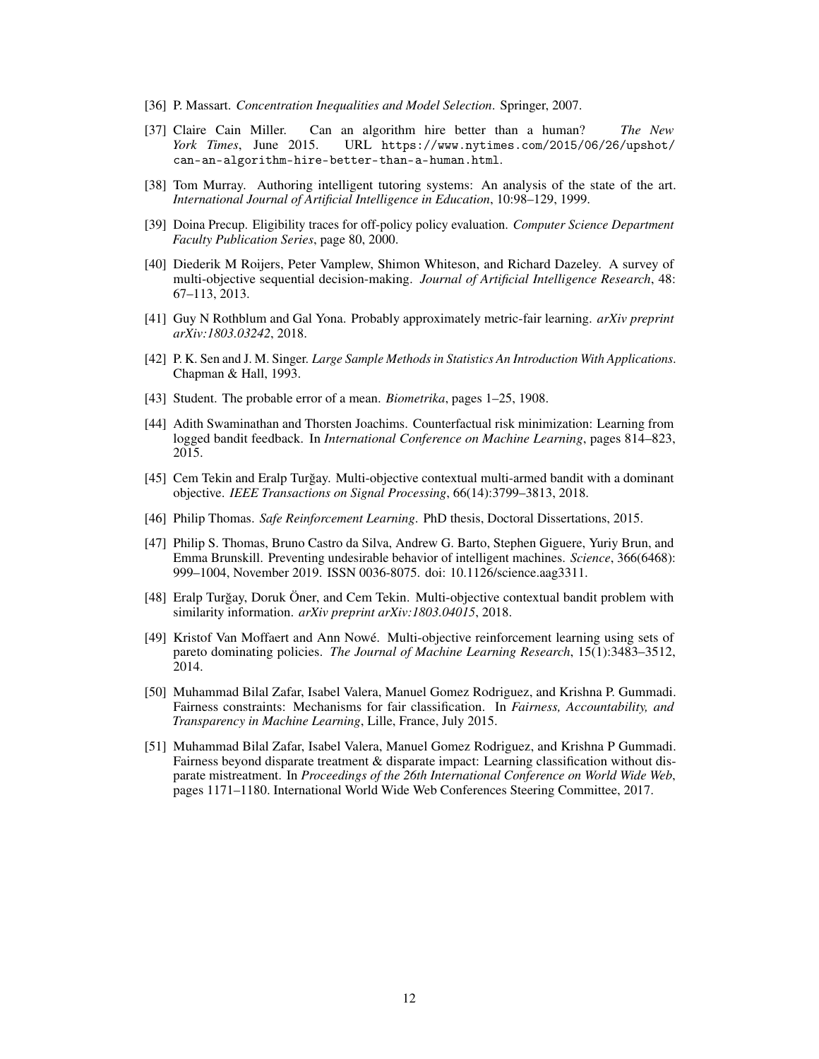[36] P. Massart. *Concentration Inequalities and Model Selection*. Springer, 2007.

[37] Claire Cain Miller. Can an algorithm hire better than a human? *The New York Times*, June 2015. URL https://www.nytimes.com/2015/06/26/upshot/can-an-algorithm-hire-better-than-a-human.html.

[38] Tom Murray. Authoring intelligent tutoring systems: An analysis of the state of the art. *International Journal of Artificial Intelligence in Education*, 10:98–129, 1999.

[39] Doina Precup. Eligibility traces for off-policy policy evaluation. *Computer Science Department Faculty Publication Series*, page 80, 2000.

[40] Diederik M Roijers, Peter Vamplew, Shimon Whiteson, and Richard Dazeley. A survey of multi-objective sequential decision-making. *Journal of Artificial Intelligence Research*, 48: 67–113, 2013.

[41] Guy N Rothblum and Gal Yona. Probably approximately metric-fair learning. *arXiv preprint arXiv:1803.03242*, 2018.

[42] P. K. Sen and J. M. Singer. *Large Sample Methods in Statistics An Introduction With Applications*. Chapman & Hall, 1993.

[43] Student. The probable error of a mean. *Biometrika*, pages 1–25, 1908.

[44] Adith Swaminathan and Thorsten Joachims. Counterfactual risk minimization: Learning from logged bandit feedback. In *International Conference on Machine Learning*, pages 814–823, 2015.

[45] Cem Tekin and Eralp Turğay. Multi-objective contextual multi-armed bandit with a dominant objective. *IEEE Transactions on Signal Processing*, 66(14):3799–3813, 2018.

[46] Philip Thomas. *Safe Reinforcement Learning*. PhD thesis, Doctoral Dissertations, 2015.

[47] Philip S. Thomas, Bruno Castro da Silva, Andrew G. Barto, Stephen Giguere, Yuriy Brun, and Emma Brunskill. Preventing undesirable behavior of intelligent machines. *Science*, 366(6468): 999–1004, November 2019. ISSN 0036-8075. doi: 10.1126/science.aag3311.

[48] Eralp Turğay, Doruk Öner, and Cem Tekin. Multi-objective contextual bandit problem with similarity information. *arXiv preprint arXiv:1803.04015*, 2018.

[49] Kristof Van Moffaert and Ann Nowé. Multi-objective reinforcement learning using sets of pareto dominating policies. *The Journal of Machine Learning Research*, 15(1):3483–3512, 2014.

[50] Muhammad Bilal Zafar, Isabel Valera, Manuel Gomez Rodriguez, and Krishna P. Gummadi. Fairness constraints: Mechanisms for fair classification. In *Fairness, Accountability, and Transparency in Machine Learning*, Lille, France, July 2015.

[51] Muhammad Bilal Zafar, Isabel Valera, Manuel Gomez Rodriguez, and Krishna P Gummadi. Fairness beyond disparate treatment & disparate impact: Learning classification without disparate mistreatment. In *Proceedings of the 26th International Conference on World Wide Web*, pages 1171–1180. International World Wide Web Conferences Steering Committee, 2017.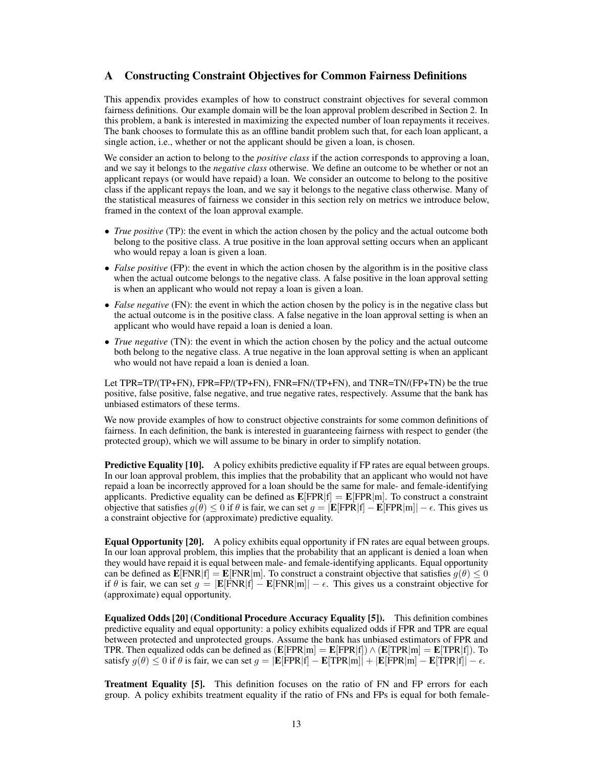## A Constructing Constraint Objectives for Common Fairness Definitions

This appendix provides examples of how to construct constraint objectives for several common fairness definitions. Our example domain will be the loan approval problem described in Section 2. In this problem, a bank is interested in maximizing the expected number of loan repayments it receives. The bank chooses to formulate this as an offline bandit problem such that, for each loan applicant, a single action, i.e., whether or not the applicant should be given a loan, is chosen.

We consider an action to belong to the *positive class* if the action corresponds to approving a loan, and we say it belongs to the *negative class* otherwise. We define an outcome to be whether or not an applicant repays (or would have repaid) a loan. We consider an outcome to belong to the positive class if the applicant repays the loan, and we say it belongs to the negative class otherwise. Many of the statistical measures of fairness we consider in this section rely on metrics we introduce below, framed in the context of the loan approval example.

- *True positive* (TP): the event in which the action chosen by the policy and the actual outcome both belong to the positive class. A true positive in the loan approval setting occurs when an applicant who would repay a loan is given a loan.
- *False positive* (FP): the event in which the action chosen by the algorithm is in the positive class when the actual outcome belongs to the negative class. A false positive in the loan approval setting is when an applicant who would not repay a loan is given a loan.
- *False negative* (FN): the event in which the action chosen by the policy is in the negative class but the actual outcome is in the positive class. A false negative in the loan approval setting is when an applicant who would have repaid a loan is denied a loan.
- *True negative* (TN): the event in which the action chosen by the policy and the actual outcome both belong to the negative class. A true negative in the loan approval setting is when an applicant who would not have repaid a loan is denied a loan.

Let TPR=TP/(TP+FN), FPR=FP/(TP+FN), FNR=FN/(TP+FN), and TNR=TN/(FP+TN) be the true positive, false positive, false negative, and true negative rates, respectively. Assume that the bank has unbiased estimators of these terms.

We now provide examples of how to construct objective constraints for some common definitions of fairness. In each definition, the bank is interested in guaranteeing fairness with respect to gender (the protected group), which we will assume to be binary in order to simplify notation.

**Predictive Equality [10].** A policy exhibits predictive equality if FP rates are equal between groups. In our loan approval problem, this implies that the probability that an applicant who would not have repaid a loan be incorrectly approved for a loan should be the same for male- and female-identifying applicants. Predictive equality can be defined as $\mathbf{E}[\text{FPR}|\text{f}] = \mathbf{E}[\text{FPR}|\text{m}]$. To construct a constraint objective that satisfies $g(\theta) \leq 0$ if $\theta$ is fair, we can set $g = |\mathbf{E}[\text{FPR}|\text{f}] - \mathbf{E}[\text{FPR}|\text{m}]| - \epsilon$. This gives us a constraint objective for (approximate) predictive equality.

**Equal Opportunity [20].** A policy exhibits equal opportunity if FN rates are equal between groups. In our loan approval problem, this implies that the probability that an applicant is denied a loan when they would have repaid it is equal between male- and female-identifying applicants. Equal opportunity can be defined as $\mathbf{E}[\text{FNR}|\text{f}] = \mathbf{E}[\text{FNR}|\text{m}]$. To construct a constraint objective that satisfies $g(\theta) \leq 0$ if $\theta$ is fair, we can set $g = |\mathbf{E}[\text{FNR}|\text{f}] - \mathbf{E}[\text{FNR}|\text{m}]| - \epsilon$. This gives us a constraint objective for (approximate) equal opportunity.

**Equalized Odds [20] (Conditional Procedure Accuracy Equality [5]).** This definition combines predictive equality and equal opportunity: a policy exhibits equalized odds if FPR and TPR are equal between protected and unprotected groups. Assume the bank has unbiased estimators of FPR and TPR. Then equalized odds can be defined as $(\mathbf{E}[\text{FPR}|\text{m}] = \mathbf{E}[\text{FPR}|\text{f}]) \wedge (\mathbf{E}[\text{TPR}|\text{m}] = \mathbf{E}[\text{TPR}|\text{f}])$. To satisfy $g(\theta) \leq 0$ if $\theta$ is fair, we can set $g = |\mathbf{E}[\text{FPR}|\text{f}] - \mathbf{E}[\text{TPR}|\text{m}]| + |\mathbf{E}[\text{FPR}|\text{m}] - \mathbf{E}[\text{TPR}|\text{f}]| - \epsilon$.

**Treatment Equality [5].** This definition focuses on the ratio of FN and FP errors for each group. A policy exhibits treatment equality if the ratio of FNs and FPs is equal for both female-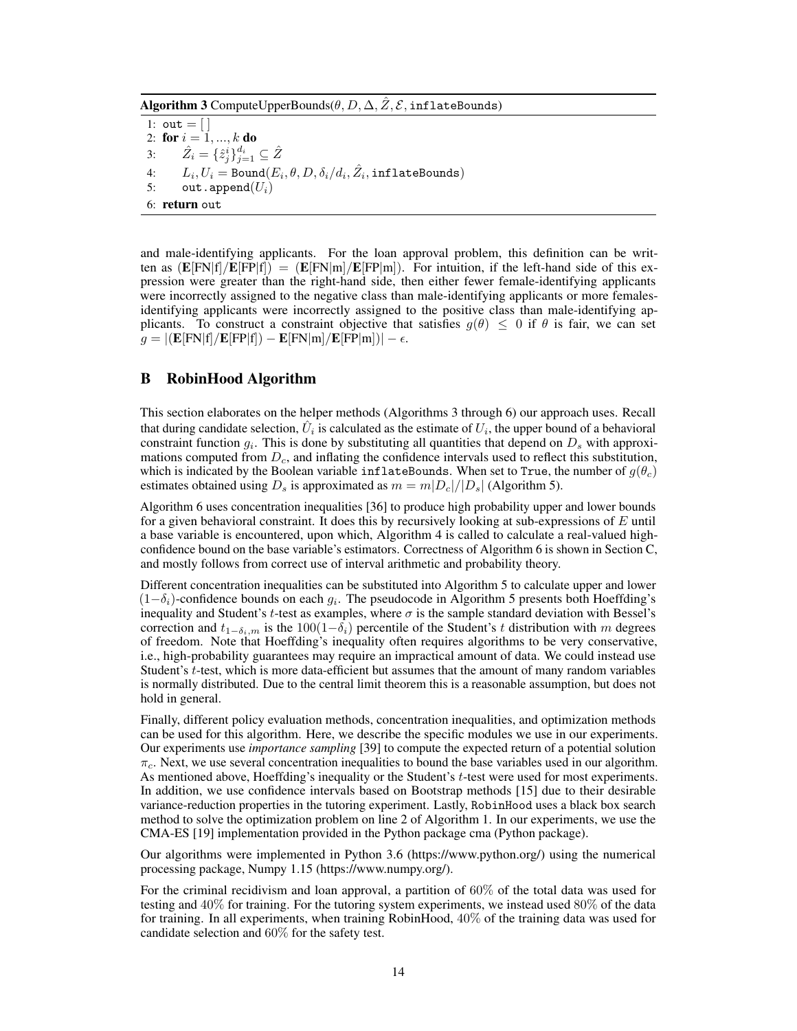**Algorithm 3** ComputeUpperBounds($\theta, D, \Delta, \hat{Z}, \mathcal{E}$, `inflateBounds`)

```
1: out = [ ]
2: for i = 1, ..., k do
3:     Ẑ_i = {ẑ^i_j}_{j=1}^{d_i} ⊆ Ẑ
4:     L_i, U_i = Bound(E_i, θ, D, δ_i/d_i, Ẑ_i, inflateBounds)
5:     out.append(U_i)
6: return out
```

and male-identifying applicants. For the loan approval problem, this definition can be written as $(\mathbf{E}[\text{FN}|\text{f}]/\mathbf{E}[\text{FP}|\text{f}]) = (\mathbf{E}[\text{FN}|\text{m}]/\mathbf{E}[\text{FP}|\text{m}])$. For intuition, if the left-hand side of this expression were greater than the right-hand side, then either fewer female-identifying applicants were incorrectly assigned to the negative class than male-identifying applicants or more females-identifying applicants were incorrectly assigned to the positive class than male-identifying applicants. To construct a constraint objective that satisfies $g(\theta) \leq 0$ if $\theta$ is fair, we can set $g = |(\mathbf{E}[\text{FN}|\text{f}]/\mathbf{E}[\text{FP}|\text{f}]) - \mathbf{E}[\text{FN}|\text{m}]/\mathbf{E}[\text{FP}|\text{m}])| - \epsilon$.

## B RobinHood Algorithm

This section elaborates on the helper methods (Algorithms 3 through 6) our approach uses. Recall that during candidate selection, $\hat{U}_i$ is calculated as the estimate of $U_i$, the upper bound of a behavioral constraint function $g_i$. This is done by substituting all quantities that depend on $D_s$ with approximations computed from $D_c$, and inflating the confidence intervals used to reflect this substitution, which is indicated by the Boolean variable `inflateBounds`. When set to `True`, the number of $g(\theta_c)$ estimates obtained using $D_s$ is approximated as $m = m|D_c|/|D_s|$ (Algorithm 5).

Algorithm 6 uses concentration inequalities [36] to produce high probability upper and lower bounds for a given behavioral constraint. It does this by recursively looking at sub-expressions of $E$ until a base variable is encountered, upon which, Algorithm 4 is called to calculate a real-valued high-confidence bound on the base variable's estimators. Correctness of Algorithm 6 is shown in Section C, and mostly follows from correct use of interval arithmetic and probability theory.

Different concentration inequalities can be substituted into Algorithm 5 to calculate upper and lower $(1-\delta_i)$-confidence bounds on each $g_i$. The pseudocode in Algorithm 5 presents both Hoeffding's inequality and Student's $t$-test as examples, where $\sigma$ is the sample standard deviation with Bessel's correction and $t_{1-\delta_i,m}$ is the $100(1-\delta_i)$ percentile of the Student's $t$ distribution with $m$ degrees of freedom. Note that Hoeffding's inequality often requires algorithms to be very conservative, i.e., high-probability guarantees may require an impractical amount of data. We could instead use Student's $t$-test, which is more data-efficient but assumes that the amount of many random variables is normally distributed. Due to the central limit theorem this is a reasonable assumption, but does not hold in general.

Finally, different policy evaluation methods, concentration inequalities, and optimization methods can be used for this algorithm. Here, we describe the specific modules we use in our experiments. Our experiments use *importance sampling* [39] to compute the expected return of a potential solution $\pi_c$. Next, we use several concentration inequalities to bound the base variables used in our algorithm. As mentioned above, Hoeffding's inequality or the Student's $t$-test were used for most experiments. In addition, we use confidence intervals based on Bootstrap methods [15] due to their desirable variance-reduction properties in the tutoring experiment. Lastly, `RobinHood` uses a black box search method to solve the optimization problem on line 2 of Algorithm 1. In our experiments, we use the CMA-ES [19] implementation provided in the Python package cma (Python package).

Our algorithms were implemented in Python 3.6 (https://www.python.org/) using the numerical processing package, Numpy 1.15 (https://www.numpy.org/).

For the criminal recidivism and loan approval, a partition of $60\%$ of the total data was used for testing and $40\%$ for training. For the tutoring system experiments, we instead used $80\%$ of the data for training. In all experiments, when training RobinHood, $40\%$ of the training data was used for candidate selection and $60\%$ for the safety test.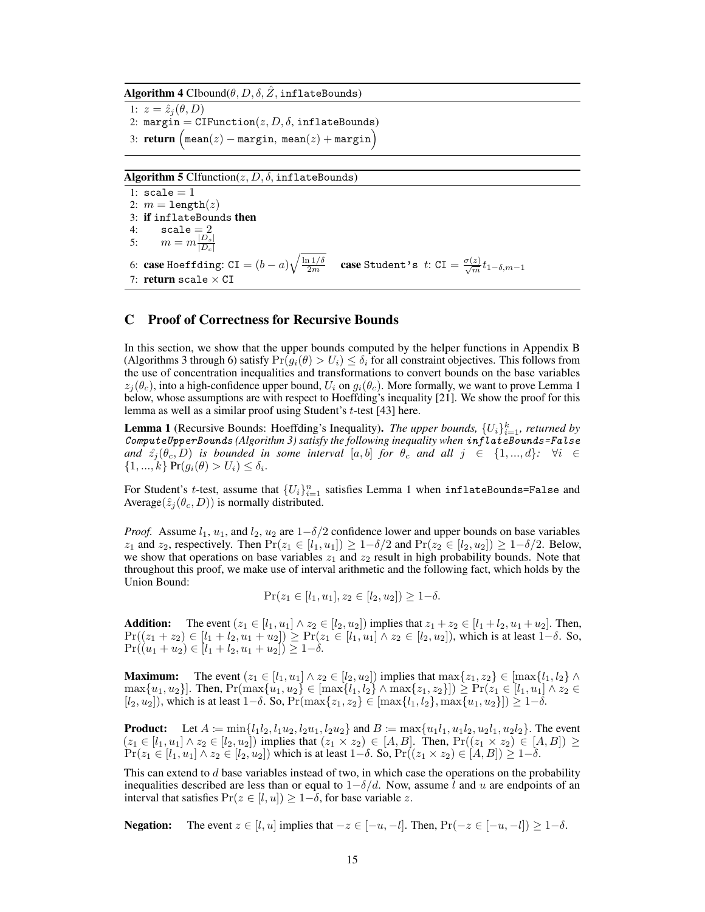**Algorithm 4** CIbound($\theta, D, \delta, \hat{Z}$, `inflateBounds`)

1: $z = \hat{z}_j(\theta, D)$
2: `margin` = `CIFunction`($z, D, \delta$, `inflateBounds`)
3: **return** $\Big($`mean`$(z) -$ `margin`, `mean`$(z) +$ `margin`$\Big)$

**Algorithm 5** CIfunction($z, D, \delta$, `inflateBounds`)

1: `scale` $= 1$
2: $m =$ `length`$(z)$
3: **if** `inflateBounds` **then**
4: `scale` $= 2$
5: $m = m\frac{|D_s|}{|D_c|}$
6: **case** `Hoeffding`: `CI` $= (b-a)\sqrt{\frac{\ln 1/\delta}{2m}}$ **case** `Student's` $t$: `CI` $= \frac{\sigma(z)}{\sqrt{m}} t_{1-\delta, m-1}$
7: **return** `scale` $\times$ `CI`

## C Proof of Correctness for Recursive Bounds

In this section, we show that the upper bounds computed by the helper functions in Appendix B (Algorithms 3 through 6) satisfy $\Pr(g_i(\theta) > U_i) \leq \delta_i$ for all constraint objectives. This follows from the use of concentration inequalities and transformations to convert bounds on the base variables $z_j(\theta_c)$, into a high-confidence upper bound, $U_i$ on $g_i(\theta_c)$. More formally, we want to prove Lemma 1 below, whose assumptions are with respect to Hoeffding's inequality [21]. We show the proof for this lemma as well as a similar proof using Student's $t$-test [43] here.

**Lemma 1** (Recursive Bounds: Hoeffding's Inequality)**.** *The upper bounds, $\{U_i\}_{i=1}^k$, returned by* ***ComputeUpperBounds*** *(Algorithm 3) satisfy the following inequality when* ***inflateBounds=False*** *and $\hat{z}_j(\theta_c, D)$ is bounded in some interval $[a, b]$ for $\theta_c$ and all $j \in \{1, ..., d\}$: $\forall i \in \{1, ..., k\}$ $\Pr(g_i(\theta) > U_i) \leq \delta_i$.*

For Student's $t$-test, assume that $\{U_i\}_{i=1}^n$ satisfies Lemma 1 when `inflateBounds=False` and Average$(\hat{z}_j(\theta_c, D))$ is normally distributed.

*Proof.* Assume $l_1$, $u_1$, and $l_2$, $u_2$ are $1-\delta/2$ confidence lower and upper bounds on base variables $z_1$ and $z_2$, respectively. Then $\Pr(z_1 \in [l_1, u_1]) \geq 1-\delta/2$ and $\Pr(z_2 \in [l_2, u_2]) \geq 1-\delta/2$. Below, we show that operations on base variables $z_1$ and $z_2$ result in high probability bounds. Note that throughout this proof, we make use of interval arithmetic and the following fact, which holds by the Union Bound:

$$\Pr(z_1 \in [l_1, u_1], z_2 \in [l_2, u_2]) \geq 1-\delta.$$

**Addition:** The event $(z_1 \in [l_1, u_1] \wedge z_2 \in [l_2, u_2])$ implies that $z_1 + z_2 \in [l_1 + l_2, u_1 + u_2]$. Then, $\Pr((z_1 + z_2) \in [l_1 + l_2, u_1 + u_2]) \geq \Pr(z_1 \in [l_1, u_1] \wedge z_2 \in [l_2, u_2])$, which is at least $1-\delta$. So, $\Pr((u_1 + u_2) \in [l_1 + l_2, u_1 + u_2]) \geq 1-\delta$.

**Maximum:** The event $(z_1 \in [l_1, u_1] \wedge z_2 \in [l_2, u_2])$ implies that $\max\{z_1, z_2\} \in [\max\{l_1, l_2\} \wedge \max\{u_1, u_2\}]$. Then, $\Pr(\max\{u_1, u_2\} \in [\max\{l_1, l_2\} \wedge \max\{z_1, z_2\}]) \geq \Pr(z_1 \in [l_1, u_1] \wedge z_2 \in [l_2, u_2])$, which is at least $1-\delta$. So, $\Pr(\max\{z_1, z_2\} \in [\max\{l_1, l_2\}, \max\{u_1, u_2\}]) \geq 1-\delta$.

**Product:** Let $A := \min\{l_1 l_2, l_1 u_2, l_2 u_1, l_2 u_2\}$ and $B := \max\{u_1 l_1, u_1 l_2, u_2 l_1, u_2 l_2\}$. The event $(z_1 \in [l_1, u_1] \wedge z_2 \in [l_2, u_2])$ implies that $(z_1 \times z_2) \in [A, B]$. Then, $\Pr((z_1 \times z_2) \in [A, B]) \geq \Pr(z_1 \in [l_1, u_1] \wedge z_2 \in [l_2, u_2])$ which is at least $1-\delta$. So, $\Pr((z_1 \times z_2) \in [A, B]) \geq 1-\delta$.

This can extend to $d$ base variables instead of two, in which case the operations on the probability inequalities described are less than or equal to $1-\delta/d$. Now, assume $l$ and $u$ are endpoints of an interval that satisfies $\Pr(z \in [l, u]) \geq 1-\delta$, for base variable $z$.

**Negation:** The event $z \in [l, u]$ implies that $-z \in [-u, -l]$. Then, $\Pr(-z \in [-u, -l]) \geq 1-\delta$.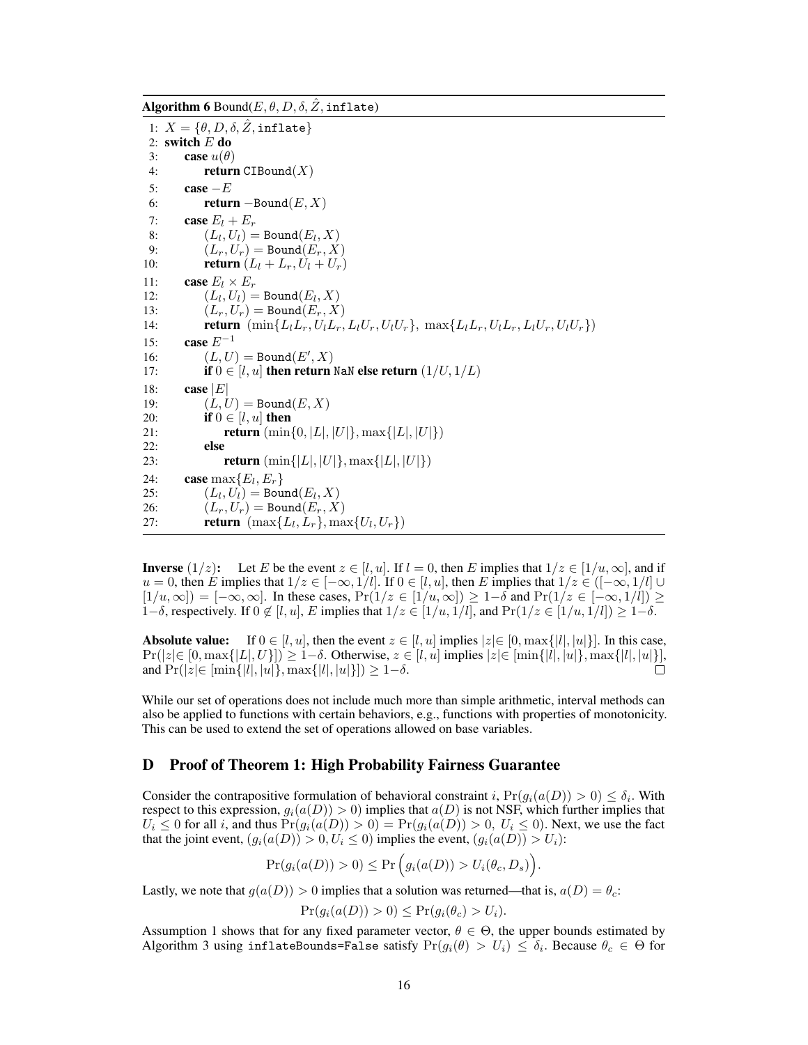**Algorithm 6** Bound($E, \theta, D, \delta, \hat{Z}$, inflate)

```
1:  X = {θ, D, δ, Ẑ, inflate}
2:  switch E do
3:      case u(θ)
4:          return CIBound(X)
5:      case −E
6:          return −Bound(E, X)
7:      case E_l + E_r
8:          (L_l, U_l) = Bound(E_l, X)
9:          (L_r, U_r) = Bound(E_r, X)
10:         return (L_l + L_r, U_l + U_r)
11:     case E_l × E_r
12:         (L_l, U_l) = Bound(E_l, X)
13:         (L_r, U_r) = Bound(E_r, X)
14:         return (min{L_l L_r, U_l L_r, L_l U_r, U_l U_r}, max{L_l L_r, U_l L_r, L_l U_r, U_l U_r})
15:     case E^{-1}
16:         (L, U) = Bound(E', X)
17:         if 0 ∈ [l, u] then return NaN else return (1/U, 1/L)
18:     case |E|
19:         (L, U) = Bound(E, X)
20:         if 0 ∈ [l, u] then
21:             return (min{0, |L|, |U|}, max{|L|, |U|})
22:         else
23:             return (min{|L|, |U|}, max{|L|, |U|})
24:     case max{E_l, E_r}
25:         (L_l, U_l) = Bound(E_l, X)
26:         (L_r, U_r) = Bound(E_r, X)
27:         return (max{L_l, L_r}, max{U_l, U_r})
```

**Inverse** $(1/z)$**:** Let $E$ be the event $z \in [l, u]$. If $l = 0$, then $E$ implies that $1/z \in [1/u, \infty]$, and if $u = 0$, then $E$ implies that $1/z \in [-\infty, 1/l]$. If $0 \in [l, u]$, then $E$ implies that $1/z \in ([-\infty, 1/l] \cup [1/u, \infty]) = [-\infty, \infty]$. In these cases, $\Pr(1/z \in [1/u, \infty]) \geq 1-\delta$ and $\Pr(1/z \in [-\infty, 1/l]) \geq 1-\delta$, respectively. If $0 \notin [l, u]$, $E$ implies that $1/z \in [1/u, 1/l]$, and $\Pr(1/z \in [1/u, 1/l]) \geq 1-\delta$.

**Absolute value:** If $0 \in [l, u]$, then the event $z \in [l, u]$ implies $|z| \in [0, \max\{|l|, |u|\}]$. In this case, $\Pr(|z| \in [0, \max\{|L|, U\}]) \geq 1-\delta$. Otherwise, $z \in [l, u]$ implies $|z| \in [\min\{|l|, |u|\}, \max\{|l|, |u|\}]$, and $\Pr(|z| \in [\min\{|l|, |u|\}, \max\{|l|, |u|\}]) \geq 1-\delta$. □

While our set of operations does not include much more than simple arithmetic, interval methods can also be applied to functions with certain behaviors, e.g., functions with properties of monotonicity. This can be used to extend the set of operations allowed on base variables.

## D Proof of Theorem 1: High Probability Fairness Guarantee

Consider the contrapositive formulation of behavioral constraint $i$, $\Pr(g_i(a(D)) > 0) \leq \delta_i$. With respect to this expression, $g_i(a(D)) > 0)$ implies that $a(D)$ is not NSF, which further implies that $U_i \leq 0$ for all $i$, and thus $\Pr(g_i(a(D)) > 0) = \Pr(g_i(a(D)) > 0,\ U_i \leq 0)$. Next, we use the fact that the joint event, $(g_i(a(D)) > 0, U_i \leq 0)$ implies the event, $(g_i(a(D)) > U_i)$:

$$\Pr(g_i(a(D)) > 0) \leq \Pr\Big(g_i(a(D)) > U_i(\theta_c, D_s)\Big).$$

Lastly, we note that $g(a(D)) > 0$ implies that a solution was returned—that is, $a(D) = \theta_c$:

$$\Pr(g_i(a(D)) > 0) \leq \Pr(g_i(\theta_c) > U_i).$$

Assumption 1 shows that for any fixed parameter vector, $\theta \in \Theta$, the upper bounds estimated by Algorithm 3 using `inflateBounds=False` satisfy $\Pr(g_i(\theta) > U_i) \leq \delta_i$. Because $\theta_c \in \Theta$ for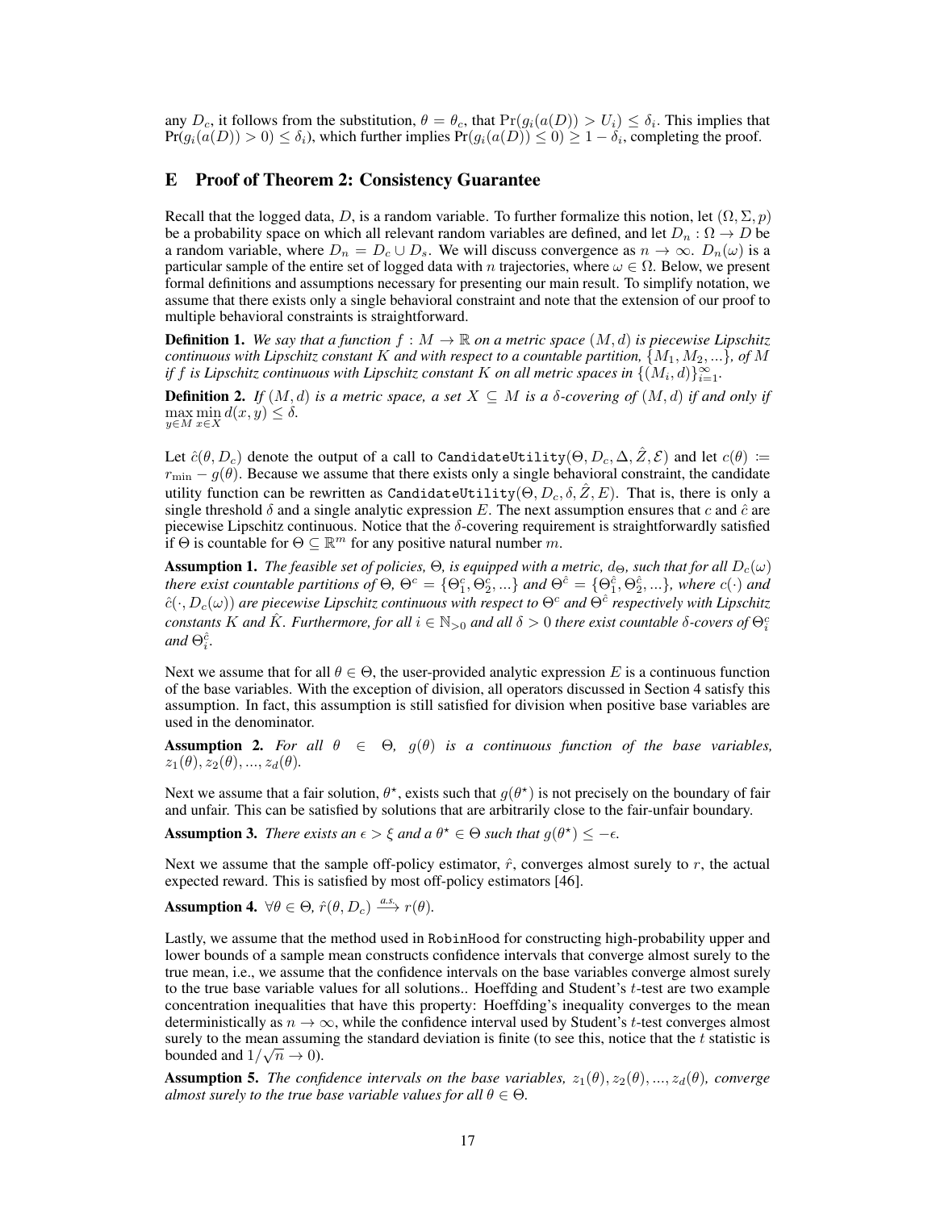any $D_c$, it follows from the substitution, $\theta = \theta_c$, that $\Pr(g_i(a(D)) > U_i) \le \delta_i$. This implies that $\Pr(g_i(a(D)) > 0) \le \delta_i$), which further implies $\Pr(g_i(a(D)) \le 0) \ge 1 - \delta_i$, completing the proof.

## E Proof of Theorem 2: Consistency Guarantee

Recall that the logged data, $D$, is a random variable. To further formalize this notion, let $(\Omega, \Sigma, p)$ be a probability space on which all relevant random variables are defined, and let $D_n : \Omega \to D$ be a random variable, where $D_n = D_c \cup D_s$. We will discuss convergence as $n \to \infty$. $D_n(\omega)$ is a particular sample of the entire set of logged data with $n$ trajectories, where $\omega \in \Omega$. Below, we present formal definitions and assumptions necessary for presenting our main result. To simplify notation, we assume that there exists only a single behavioral constraint and note that the extension of our proof to multiple behavioral constraints is straightforward.

**Definition 1.** *We say that a function $f : M \to \mathbb{R}$ on a metric space $(M, d)$ is piecewise Lipschitz continuous with Lipschitz constant $K$ and with respect to a countable partition, $\{M_1, M_2, ...\}$, of $M$ if $f$ is Lipschitz continuous with Lipschitz constant $K$ on all metric spaces in $\{(M_i, d)\}_{i=1}^{\infty}$.*

**Definition 2.** *If $(M, d)$ is a metric space, a set $X \subseteq M$ is a $\delta$-covering of $(M, d)$ if and only if $\max_{y \in M} \min_{x \in X} d(x, y) \le \delta$.*

Let $\hat{c}(\theta, D_c)$ denote the output of a call to `CandidateUtility`$(\Theta, D_c, \Delta, \hat{Z}, \mathcal{E})$ and let $c(\theta) := r_{\min} - g(\theta)$. Because we assume that there exists only a single behavioral constraint, the candidate utility function can be rewritten as `CandidateUtility`$(\Theta, D_c, \delta, \hat{Z}, E)$. That is, there is only a single threshold $\delta$ and a single analytic expression $E$. The next assumption ensures that $c$ and $\hat{c}$ are piecewise Lipschitz continuous. Notice that the $\delta$-covering requirement is straightforwardly satisfied if $\Theta$ is countable for $\Theta \subseteq \mathbb{R}^m$ for any positive natural number $m$.

**Assumption 1.** *The feasible set of policies, $\Theta$, is equipped with a metric, $d_\Theta$, such that for all $D_c(\omega)$ there exist countable partitions of $\Theta$, $\Theta^c = \{\Theta_1^c, \Theta_2^c, ...\}$ and $\Theta^{\hat{c}} = \{\Theta_1^{\hat{c}}, \Theta_2^{\hat{c}}, ...\}$, where $c(\cdot)$ and $\hat{c}(\cdot, D_c(\omega))$ are piecewise Lipschitz continuous with respect to $\Theta^c$ and $\Theta^{\hat{c}}$ respectively with Lipschitz constants $K$ and $\hat{K}$. Furthermore, for all $i \in \mathbb{N}_{>0}$ and all $\delta > 0$ there exist countable $\delta$-covers of $\Theta_i^c$ and $\Theta_i^{\hat{c}}$.*

Next we assume that for all $\theta \in \Theta$, the user-provided analytic expression $E$ is a continuous function of the base variables. With the exception of division, all operators discussed in Section 4 satisfy this assumption. In fact, this assumption is still satisfied for division when positive base variables are used in the denominator.

**Assumption 2.** *For all $\theta \in \Theta$, $g(\theta)$ is a continuous function of the base variables, $z_1(\theta), z_2(\theta), ..., z_d(\theta)$.*

Next we assume that a fair solution, $\theta^\star$, exists such that $g(\theta^\star)$ is not precisely on the boundary of fair and unfair. This can be satisfied by solutions that are arbitrarily close to the fair-unfair boundary.

**Assumption 3.** *There exists an $\epsilon > \xi$ and a $\theta^\star \in \Theta$ such that $g(\theta^\star) \le -\epsilon$.*

Next we assume that the sample off-policy estimator, $\hat{r}$, converges almost surely to $r$, the actual expected reward. This is satisfied by most off-policy estimators [46].

**Assumption 4.** $\forall \theta \in \Theta$, $\hat{r}(\theta, D_c) \xrightarrow{a.s.} r(\theta)$.

Lastly, we assume that the method used in `RobinHood` for constructing high-probability upper and lower bounds of a sample mean constructs confidence intervals that converge almost surely to the true mean, i.e., we assume that the confidence intervals on the base variables converge almost surely to the true base variable values for all solutions.. Hoeffding and Student's $t$-test are two example concentration inequalities that have this property: Hoeffding's inequality converges to the mean deterministically as $n \to \infty$, while the confidence interval used by Student's $t$-test converges almost surely to the mean assuming the standard deviation is finite (to see this, notice that the $t$ statistic is bounded and $1/\sqrt{n} \to 0$).

**Assumption 5.** *The confidence intervals on the base variables, $z_1(\theta), z_2(\theta), ..., z_d(\theta)$, converge almost surely to the true base variable values for all $\theta \in \Theta$.*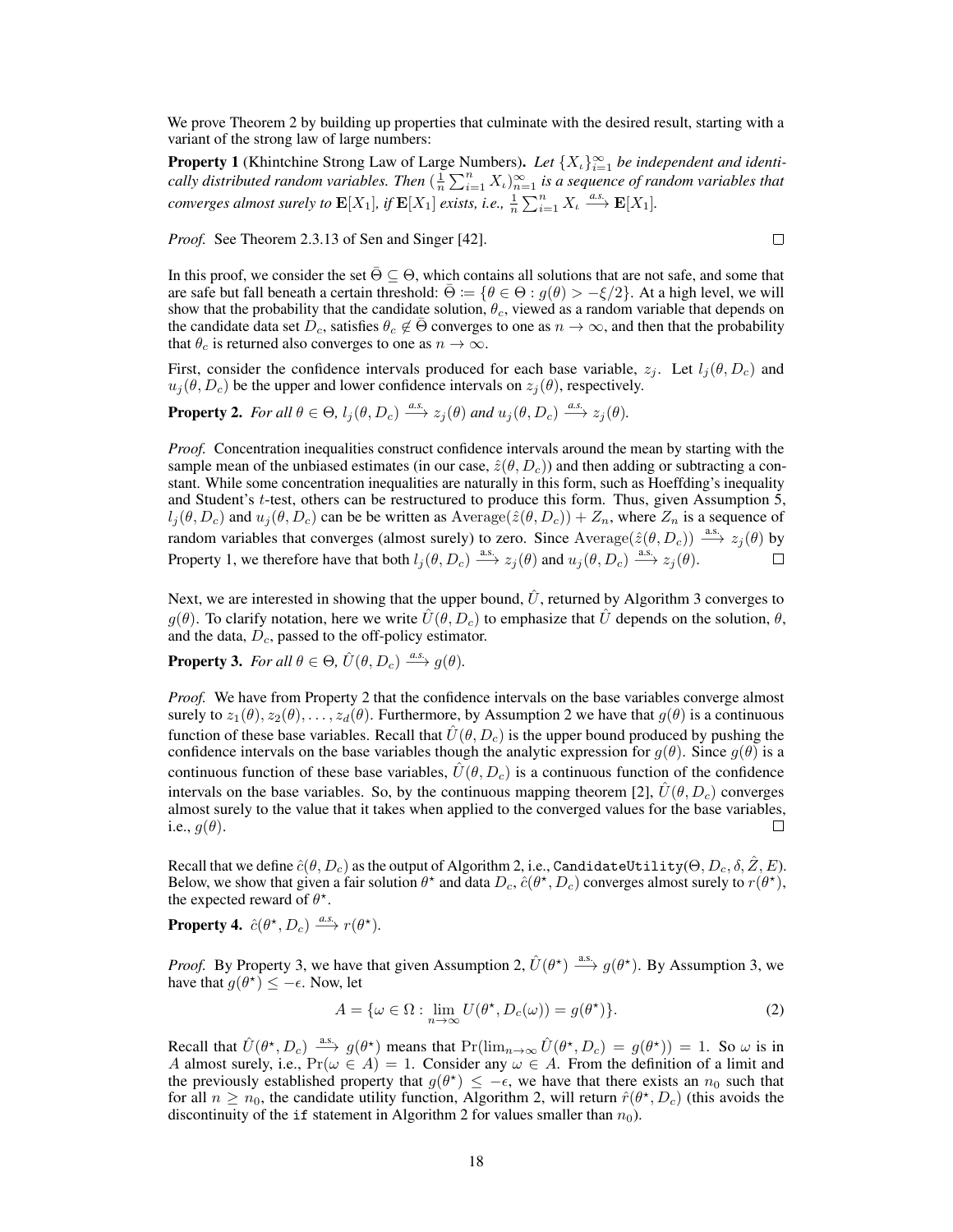We prove Theorem 2 by building up properties that culminate with the desired result, starting with a variant of the strong law of large numbers:

**Property 1** (Khintchine Strong Law of Large Numbers)**.** *Let $\{X_\iota\}_{i=1}^{\infty}$ be independent and identically distributed random variables. Then $(\frac{1}{n}\sum_{i=1}^{n} X_\iota)_{n=1}^{\infty}$ is a sequence of random variables that converges almost surely to $\mathbf{E}[X_1]$, if $\mathbf{E}[X_1]$ exists, i.e., $\frac{1}{n}\sum_{i=1}^{n} X_\iota \xrightarrow{a.s.} \mathbf{E}[X_1]$.*

*Proof.* See Theorem 2.3.13 of Sen and Singer [42]. □

In this proof, we consider the set $\bar{\Theta} \subseteq \Theta$, which contains all solutions that are not safe, and some that are safe but fall beneath a certain threshold: $\bar{\Theta} := \{\theta \in \Theta : g(\theta) > -\xi/2\}$. At a high level, we will show that the probability that the candidate solution, $\theta_c$, viewed as a random variable that depends on the candidate data set $D_c$, satisfies $\theta_c \notin \bar{\Theta}$ converges to one as $n \to \infty$, and then that the probability that $\theta_c$ is returned also converges to one as $n \to \infty$.

First, consider the confidence intervals produced for each base variable, $z_j$. Let $l_j(\theta, D_c)$ and $u_j(\theta, D_c)$ be the upper and lower confidence intervals on $z_j(\theta)$, respectively.

**Property 2.** *For all $\theta \in \Theta$, $l_j(\theta, D_c) \xrightarrow{a.s.} z_j(\theta)$ and $u_j(\theta, D_c) \xrightarrow{a.s.} z_j(\theta)$.*

*Proof.* Concentration inequalities construct confidence intervals around the mean by starting with the sample mean of the unbiased estimates (in our case, $\hat{z}(\theta, D_c)$) and then adding or subtracting a constant. While some concentration inequalities are naturally in this form, such as Hoeffding's inequality and Student's $t$-test, others can be restructured to produce this form. Thus, given Assumption 5, $l_j(\theta, D_c)$ and $u_j(\theta, D_c)$ can be be written as $\text{Average}(\hat{z}(\theta, D_c)) + Z_n$, where $Z_n$ is a sequence of random variables that converges (almost surely) to zero. Since $\text{Average}(\hat{z}(\theta, D_c)) \xrightarrow{\text{a.s.}} z_j(\theta)$ by Property 1, we therefore have that both $l_j(\theta, D_c) \xrightarrow{\text{a.s.}} z_j(\theta)$ and $u_j(\theta, D_c) \xrightarrow{\text{a.s.}} z_j(\theta)$. □

Next, we are interested in showing that the upper bound, $\hat{U}$, returned by Algorithm 3 converges to $g(\theta)$. To clarify notation, here we write $\hat{U}(\theta, D_c)$ to emphasize that $\hat{U}$ depends on the solution, $\theta$, and the data, $D_c$, passed to the off-policy estimator.

**Property 3.** *For all $\theta \in \Theta$, $\hat{U}(\theta, D_c) \xrightarrow{a.s.} g(\theta)$.*

*Proof.* We have from Property 2 that the confidence intervals on the base variables converge almost surely to $z_1(\theta), z_2(\theta), \ldots, z_d(\theta)$. Furthermore, by Assumption 2 we have that $g(\theta)$ is a continuous function of these base variables. Recall that $\hat{U}(\theta, D_c)$ is the upper bound produced by pushing the confidence intervals on the base variables though the analytic expression for $g(\theta)$. Since $g(\theta)$ is a continuous function of these base variables, $\hat{U}(\theta, D_c)$ is a continuous function of the confidence intervals on the base variables. So, by the continuous mapping theorem [2], $\hat{U}(\theta, D_c)$ converges almost surely to the value that it takes when applied to the converged values for the base variables, i.e., $g(\theta)$. □

Recall that we define $\hat{c}(\theta, D_c)$ as the output of Algorithm 2, i.e., `CandidateUtility`$(\Theta, D_c, \delta, \hat{Z}, E)$. Below, we show that given a fair solution $\theta^\star$ and data $D_c$, $\hat{c}(\theta^\star, D_c)$ converges almost surely to $r(\theta^\star)$, the expected reward of $\theta^\star$.

**Property 4.** $\hat{c}(\theta^\star, D_c) \xrightarrow{a.s.} r(\theta^\star)$.

*Proof.* By Property 3, we have that given Assumption 2, $\hat{U}(\theta^\star) \xrightarrow{\text{a.s.}} g(\theta^\star)$. By Assumption 3, we have that $g(\theta^\star) \leq -\epsilon$. Now, let

$$A = \{\omega \in \Omega : \lim_{n\to\infty} U(\theta^\star, D_c(\omega)) = g(\theta^\star)\}. \tag{2}$$

Recall that $\hat{U}(\theta^\star, D_c) \xrightarrow{\text{a.s.}} g(\theta^\star)$ means that $\Pr(\lim_{n\to\infty} \hat{U}(\theta^\star, D_c) = g(\theta^\star)) = 1$. So $\omega$ is in $A$ almost surely, i.e., $\Pr(\omega \in A) = 1$. Consider any $\omega \in A$. From the definition of a limit and the previously established property that $g(\theta^\star) \leq -\epsilon$, we have that there exists an $n_0$ such that for all $n \geq n_0$, the candidate utility function, Algorithm 2, will return $\hat{r}(\theta^\star, D_c)$ (this avoids the discontinuity of the `if` statement in Algorithm 2 for values smaller than $n_0$).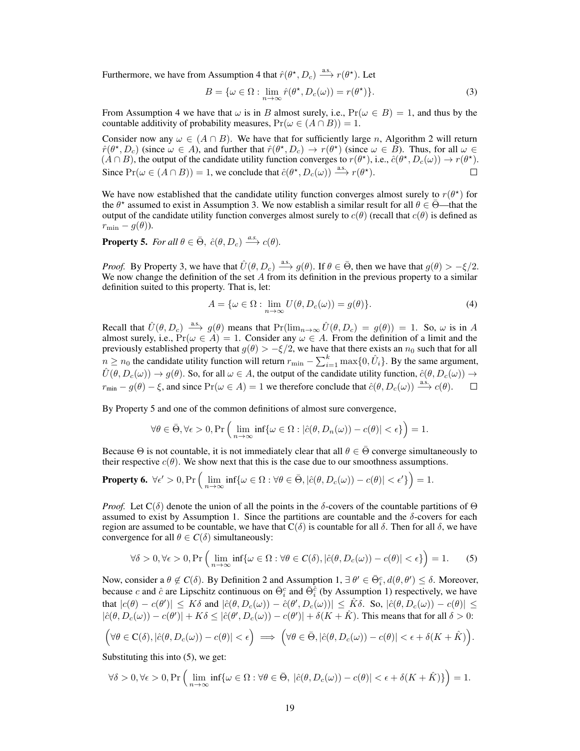Furthermore, we have from Assumption 4 that $\hat{r}(\theta^\star, D_c) \xrightarrow{\text{a.s.}} r(\theta^\star)$. Let

$$B = \{\omega \in \Omega : \lim_{n\to\infty} \hat{r}(\theta^\star, D_c(\omega)) = r(\theta^\star)\}. \tag{3}$$

From Assumption 4 we have that $\omega$ is in $B$ almost surely, i.e., $\Pr(\omega \in B) = 1$, and thus by the countable additivity of probability measures, $\Pr(\omega \in (A \cap B)) = 1$.

Consider now any $\omega \in (A \cap B)$. We have that for sufficiently large $n$, Algorithm 2 will return $\hat{r}(\theta^\star, D_c)$ (since $\omega \in A$), and further that $\hat{r}(\theta^\star, D_c) \to r(\theta^\star)$ (since $\omega \in B$). Thus, for all $\omega \in (A \cap B)$, the output of the candidate utility function converges to $r(\theta^\star)$, i.e., $\hat{c}(\theta^\star, D_c(\omega)) \to r(\theta^\star)$. Since $\Pr(\omega \in (A \cap B)) = 1$, we conclude that $\hat{c}(\theta^\star, D_c(\omega)) \xrightarrow{\text{a.s.}} r(\theta^\star)$. $\square$

We have now established that the candidate utility function converges almost surely to $r(\theta^\star)$ for the $\theta^\star$ assumed to exist in Assumption 3. We now establish a similar result for all $\theta \in \bar{\Theta}$—that the output of the candidate utility function converges almost surely to $c(\theta)$ (recall that $c(\theta)$ is defined as $r_{\min} - g(\theta)$).

**Property 5.** *For all $\theta \in \bar{\Theta}$, $\hat{c}(\theta, D_c) \xrightarrow{a.s.} c(\theta)$.*

*Proof.* By Property 3, we have that $\hat{U}(\theta, D_c) \xrightarrow{\text{a.s.}} g(\theta)$. If $\theta \in \bar{\Theta}$, then we have that $g(\theta) > -\xi/2$. We now change the definition of the set $A$ from its definition in the previous property to a similar definition suited to this property. That is, let:

$$A = \{\omega \in \Omega : \lim_{n\to\infty} U(\theta, D_c(\omega)) = g(\theta)\}. \tag{4}$$

Recall that $\hat{U}(\theta, D_c) \xrightarrow{\text{a.s.}} g(\theta)$ means that $\Pr(\lim_{n\to\infty} \hat{U}(\theta, D_c) = g(\theta)) = 1$. So, $\omega$ is in $A$ almost surely, i.e., $\Pr(\omega \in A) = 1$. Consider any $\omega \in A$. From the definition of a limit and the previously established property that $g(\theta) > -\xi/2$, we have that there exists an $n_0$ such that for all $n \geq n_0$ the candidate utility function will return $r_{\min} - \sum_{i=1}^k \max\{0, \hat{U}_i\}$. By the same argument, $\hat{U}(\theta, D_c(\omega)) \to g(\theta)$. So, for all $\omega \in A$, the output of the candidate utility function, $\hat{c}(\theta, D_c(\omega)) \to r_{\min} - g(\theta) - \xi$, and since $\Pr(\omega \in A) = 1$ we therefore conclude that $\hat{c}(\theta, D_c(\omega)) \xrightarrow{\text{a.s.}} c(\theta)$. $\square$

By Property 5 and one of the common definitions of almost sure convergence,

$$\forall \theta \in \bar{\Theta}, \forall \epsilon > 0, \Pr\Big(\lim_{n\to\infty} \inf\{\omega \in \Omega : |\hat{c}(\theta, D_n(\omega)) - c(\theta)| < \epsilon\}\Big) = 1.$$

Because $\Theta$ is not countable, it is not immediately clear that all $\theta \in \bar{\Theta}$ converge simultaneously to their respective $c(\theta)$. We show next that this is the case due to our smoothness assumptions.

**Property 6.** $\forall \epsilon' > 0, \Pr\Big(\lim_{n\to\infty} \inf\{\omega \in \Omega : \forall \theta \in \bar{\Theta}, |\hat{c}(\theta, D_c(\omega)) - c(\theta)| < \epsilon'\}\Big) = 1.$

*Proof.* Let $\mathrm{C}(\delta)$ denote the union of all the points in the $\delta$-covers of the countable partitions of $\Theta$ assumed to exist by Assumption 1. Since the partitions are countable and the $\delta$-covers for each region are assumed to be countable, we have that $\mathrm{C}(\delta)$ is countable for all $\delta$. Then for all $\delta$, we have convergence for all $\theta \in \boldsymbol{C}(\delta)$ simultaneously:

$$\forall \delta > 0, \forall \epsilon > 0, \Pr\Big(\lim_{n\to\infty} \inf\{\omega \in \Omega : \forall \theta \in \boldsymbol{C}(\delta), |\hat{c}(\theta, D_c(\omega)) - c(\theta)| < \epsilon\}\Big) = 1. \tag{5}$$

Now, consider a $\theta \notin \boldsymbol{C}(\delta)$. By Definition 2 and Assumption 1, $\exists\, \theta' \in \bar{\Theta}_i^c, d(\theta, \theta') \leq \delta$. Moreover, because $c$ and $\hat{c}$ are Lipschitz continuous on $\bar{\Theta}_i^c$ and $\bar{\Theta}_i^{\hat{c}}$ (by Assumption 1) respectively, we have that $|c(\theta) - c(\theta')| \leq K\delta$ and $|\hat{c}(\theta, D_c(\omega)) - \hat{c}(\theta', D_c(\omega))| \leq \hat{K}\delta$. So, $|\hat{c}(\theta, D_c(\omega)) - c(\theta)| \leq |\hat{c}(\theta, D_c(\omega)) - c(\theta')| + K\delta \leq |\hat{c}(\theta', D_c(\omega)) - c(\theta')| + \delta(K + \hat{K})$. This means that for all $\delta > 0$:

$$\Big(\forall \theta \in \mathrm{C}(\delta), |\hat{c}(\theta, D_c(\omega)) - c(\theta)| < \epsilon\Big) \implies \Big(\forall \theta \in \bar{\Theta}, |\hat{c}(\theta, D_c(\omega)) - c(\theta)| < \epsilon + \delta(K + \hat{K})\Big).$$

Substituting this into (5), we get:

$$\forall \delta > 0, \forall \epsilon > 0, \Pr\Big(\lim_{n\to\infty} \inf\{\omega \in \Omega : \forall \theta \in \bar{\Theta},\ |\hat{c}(\theta, D_c(\omega)) - c(\theta)| < \epsilon + \delta(K + \hat{K})\}\Big) = 1.$$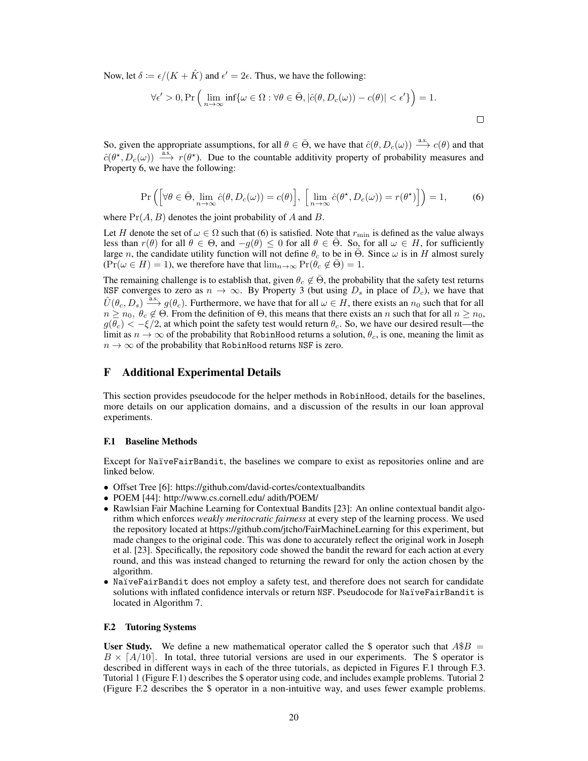Now, let $\delta := \epsilon/(K + \hat{K})$ and $\epsilon' = 2\epsilon$. Thus, we have the following:

$$\forall \epsilon' > 0, \Pr\Big(\lim_{n\to\infty} \inf\{\omega \in \Omega : \forall \theta \in \bar{\Theta}, |\hat{c}(\theta, D_c(\omega)) - c(\theta)| < \epsilon'\}\Big) = 1.$$

□

So, given the appropriate assumptions, for all $\theta \in \bar{\Theta}$, we have that $\hat{c}(\theta, D_c(\omega)) \xrightarrow{\text{a.s.}} c(\theta)$ and that $\hat{c}(\theta^\star, D_c(\omega)) \xrightarrow{\text{a.s.}} r(\theta^\star)$. Due to the countable additivity property of probability measures and Property 6, we have the following:

$$\Pr\Big(\Big[\forall \theta \in \bar{\Theta}, \lim_{n\to\infty} \hat{c}(\theta, D_c(\omega)) = c(\theta)\Big], \Big[\lim_{n\to\infty} \hat{c}(\theta^\star, D_c(\omega)) = r(\theta^\star)\Big]\Big) = 1, \tag{6}$$

where $\Pr(A, B)$ denotes the joint probability of $A$ and $B$.

Let $H$ denote the set of $\omega \in \Omega$ such that (6) is satisfied. Note that $r_{\min}$ is defined as the value always less than $r(\theta)$ for all $\theta \in \Theta$, and $-g(\theta) \leq 0$ for all $\theta \in \bar{\Theta}$. So, for all $\omega \in H$, for sufficiently large $n$, the candidate utility function will not define $\theta_c$ to be in $\bar{\Theta}$. Since $\omega$ is in $H$ almost surely ($\Pr(\omega \in H) = 1$), we therefore have that $\lim_{n\to\infty} \Pr(\theta_c \notin \bar{\Theta}) = 1$.

The remaining challenge is to establish that, given $\theta_c \notin \bar{\Theta}$, the probability that the safety test returns NSF converges to zero as $n \to \infty$. By Property 3 (but using $D_s$ in place of $D_c$), we have that $\hat{U}(\theta_c, D_s) \xrightarrow{\text{a.s.}} g(\theta_c)$. Furthermore, we have that for all $\omega \in H$, there exists an $n_0$ such that for all $n \geq n_0$, $\theta_c \notin \Theta$. From the definition of $\Theta$, this means that there exists an $n$ such that for all $n \geq n_0$, $g(\theta_c) < -\xi/2$, at which point the safety test would return $\theta_c$. So, we have our desired result—the limit as $n \to \infty$ of the probability that RobinHood returns a solution, $\theta_c$, is one, meaning the limit as $n \to \infty$ of the probability that RobinHood returns NSF is zero.

# F Additional Experimental Details

This section provides pseudocode for the helper methods in RobinHood, details for the baselines, more details on our application domains, and a discussion of the results in our loan approval experiments.

## F.1 Baseline Methods

Except for NaïveFairBandit, the baselines we compare to exist as repositories online and are linked below.

- Offset Tree [6]: https://github.com/david-cortes/contextualbandits
- POEM [44]: http://www.cs.cornell.edu/ adith/POEM/
- Rawlsian Fair Machine Learning for Contextual Bandits [23]: An online contextual bandit algorithm which enforces *weakly meritocratic fairness* at every step of the learning process. We used the repository located at https://github.com/jtcho/FairMachineLearning for this experiment, but made changes to the original code. This was done to accurately reflect the original work in Joseph et al. [23]. Specifically, the repository code showed the bandit the reward for each action at every round, and this was instead changed to returning the reward for only the action chosen by the algorithm.
- NaïveFairBandit does not employ a safety test, and therefore does not search for candidate solutions with inflated confidence intervals or return NSF. Pseudocode for NaïveFairBandit is located in Algorithm 7.

## F.2 Tutoring Systems

**User Study.** We define a new mathematical operator called the \$ operator such that $A\$B = B \times \lceil A/10 \rceil$. In total, three tutorial versions are used in our experiments. The \$ operator is described in different ways in each of the three tutorials, as depicted in Figures F.1 through F.3. Tutorial 1 (Figure F.1) describes the \$ operator using code, and includes example problems. Tutorial 2 (Figure F.2 describes the \$ operator in a non-intuitive way, and uses fewer example problems.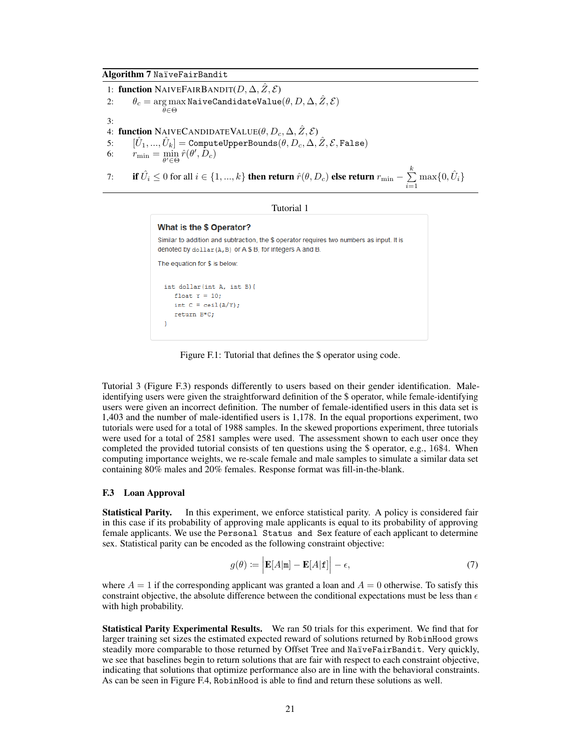**Algorithm 7** NaïveFairBandit

1: **function** NaiveFairBandit($D, \Delta, \hat{Z}, \mathcal{E}$)
2: $\quad\theta_c = \arg\max_{\theta \in \Theta}$ `NaiveCandidateValue`$(\theta, D, \Delta, \hat{Z}, \mathcal{E})$
3:
4: **function** NaiveCandidateValue($\theta, D_c, \Delta, \hat{Z}, \mathcal{E}$)
5: $\quad[\hat{U}_1, ..., \hat{U}_k] =$ `ComputeUpperBounds`$(\theta, D_c, \Delta, \hat{Z}, \mathcal{E},$ `False`$)$
6: $\quad r_{\min} = \min_{\theta' \in \Theta} \hat{r}(\theta', D_c)$
7: $\quad$**if** $\hat{U}_i \leq 0$ for all $i \in \{1, ..., k\}$ **then return** $\hat{r}(\theta, D_c)$ **else return** $r_{\min} - \sum_{i=1}^{k} \max\{0, \hat{U}_i\}$

Tutorial 1

**What is the $ Operator?**

Similar to addition and subtraction, the $ operator requires two numbers as input. It is denoted by `dollar(A,B)` or A $ B, for integers A and B.

The equation for $ is below:

```
int dollar(int A, int B){
   float Y = 10;
   int C = ceil(A/Y);
   return B*C;
}
```

Figure F.1: Tutorial that defines the $ operator using code.

Tutorial 3 (Figure F.3) responds differently to users based on their gender identification. Male-identifying users were given the straightforward definition of the $ operator, while female-identifying users were given an incorrect definition. The number of female-identified users in this data set is 1,403 and the number of male-identified users is 1,178. In the equal proportions experiment, two tutorials were used for a total of 1988 samples. In the skewed proportions experiment, three tutorials were used for a total of 2581 samples were used. The assessment shown to each user once they completed the provided tutorial consists of ten questions using the $ operator, e.g., 16$4. When computing importance weights, we re-scale female and male samples to simulate a similar data set containing 80% males and 20% females. Response format was fill-in-the-blank.

### F.3 Loan Approval

**Statistical Parity.** In this experiment, we enforce statistical parity. A policy is considered fair in this case if its probability of approving male applicants is equal to its probability of approving female applicants. We use the `Personal Status and Sex` feature of each applicant to determine sex. Statistical parity can be encoded as the following constraint objective:

$$g(\theta) := \Big| \mathbf{E}[A|\mathtt{m}] - \mathbf{E}[A|\mathtt{f}] \Big| - \epsilon, \tag{7}$$

where $A = 1$ if the corresponding applicant was granted a loan and $A = 0$ otherwise. To satisfy this constraint objective, the absolute difference between the conditional expectations must be less than $\epsilon$ with high probability.

**Statistical Parity Experimental Results.** We ran 50 trials for this experiment. We find that for larger training set sizes the estimated expected reward of solutions returned by `RobinHood` grows steadily more comparable to those returned by Offset Tree and `NaïveFairBandit`. Very quickly, we see that baselines begin to return solutions that are fair with respect to each constraint objective, indicating that solutions that optimize performance also are in line with the behavioral constraints. As can be seen in Figure F.4, `RobinHood` is able to find and return these solutions as well.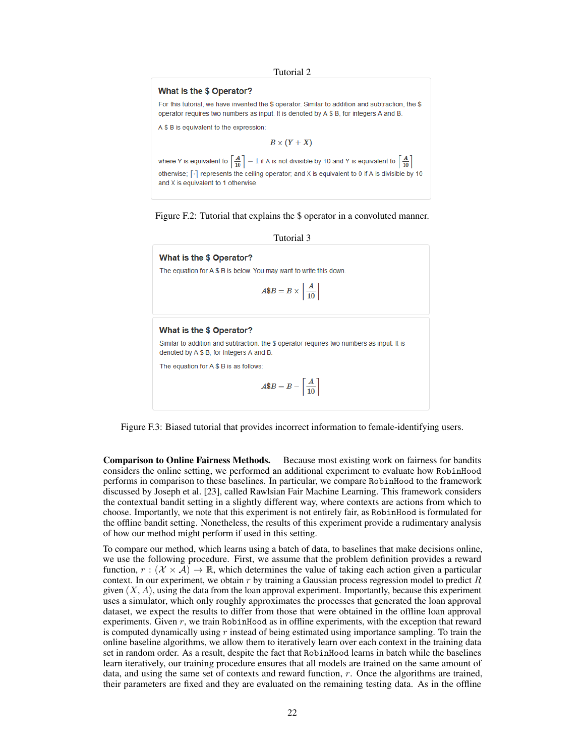Tutorial 2

**What is the $ Operator?**

For this tutorial, we have invented the $ operator. Similar to addition and subtraction, the $ operator requires two numbers as input. It is denoted by A $ B, for integers A and B.

A $ B is equivalent to the expression:

$$B \times (Y + X)$$

where Y is equivalent to $\left\lceil \frac{A}{10} \right\rceil - 1$ if A is not divisible by 10 and Y is equivalent to $\left\lceil \frac{A}{10} \right\rceil$ otherwise; $\lceil \cdot \rceil$ represents the ceiling operator; and X is equivalent to 0 if A is divisible by 10 and X is equivalent to 1 otherwise.

Figure F.2: Tutorial that explains the $ operator in a convoluted manner.

Tutorial 3

**What is the $ Operator?**

The equation for A $ B is below. You may want to write this down.

$$A\$B = B \times \left\lceil \frac{A}{10} \right\rceil$$

**What is the $ Operator?**

Similar to addition and subtraction, the $ operator requires two numbers as input. It is denoted by A $ B, for integers A and B.

The equation for A $ B is as follows:

$$A\$B = B - \left\lceil \frac{A}{10} \right\rceil$$

Figure F.3: Biased tutorial that provides incorrect information to female-identifying users.

**Comparison to Online Fairness Methods.** Because most existing work on fairness for bandits considers the online setting, we performed an additional experiment to evaluate how RobinHood performs in comparison to these baselines. In particular, we compare RobinHood to the framework discussed by Joseph et al. [23], called Rawlsian Fair Machine Learning. This framework considers the contextual bandit setting in a slightly different way, where contexts are actions from which to choose. Importantly, we note that this experiment is not entirely fair, as RobinHood is formulated for the offline bandit setting. Nonetheless, the results of this experiment provide a rudimentary analysis of how our method might perform if used in this setting.

To compare our method, which learns using a batch of data, to baselines that make decisions online, we use the following procedure. First, we assume that the problem definition provides a reward function, $r : (\mathcal{X} \times \mathcal{A}) \to \mathbb{R}$, which determines the value of taking each action given a particular context. In our experiment, we obtain $r$ by training a Gaussian process regression model to predict $R$ given $(X, A)$, using the data from the loan approval experiment. Importantly, because this experiment uses a simulator, which only roughly approximates the processes that generated the loan approval dataset, we expect the results to differ from those that were obtained in the offline loan approval experiments. Given $r$, we train RobinHood as in offline experiments, with the exception that reward is computed dynamically using $r$ instead of being estimated using importance sampling. To train the online baseline algorithms, we allow them to iteratively learn over each context in the training data set in random order. As a result, despite the fact that RobinHood learns in batch while the baselines learn iteratively, our training procedure ensures that all models are trained on the same amount of data, and using the same set of contexts and reward function, $r$. Once the algorithms are trained, their parameters are fixed and they are evaluated on the remaining testing data. As in the offline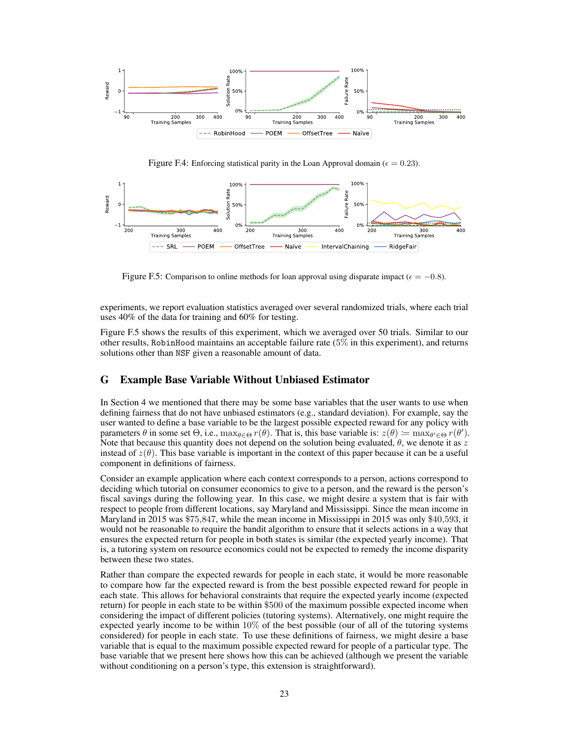Figure F.4: Enforcing statistical parity in the Loan Approval domain ($\epsilon = 0.23$).

Figure F.5: Comparison to online methods for loan approval using disparate impact ($\epsilon = -0.8$).

experiments, we report evaluation statistics averaged over several randomized trials, where each trial uses 40% of the data for training and 60% for testing.

Figure F.5 shows the results of this experiment, which we averaged over 50 trials. Similar to our other results, RobinHood maintains an acceptable failure rate (5% in this experiment), and returns solutions other than NSF given a reasonable amount of data.

## G Example Base Variable Without Unbiased Estimator

In Section 4 we mentioned that there may be some base variables that the user wants to use when defining fairness that do not have unbiased estimators (e.g., standard deviation). For example, say the user wanted to define a base variable to be the largest possible expected reward for any policy with parameters $\theta$ in some set $\Theta$, i.e., $\max_{\theta \in \Theta} r(\theta)$. That is, this base variable is: $z(\theta) := \max_{\theta' \in \Theta} r(\theta')$. Note that because this quantity does not depend on the solution being evaluated, $\theta$, we denote it as $z$ instead of $z(\theta)$. This base variable is important in the context of this paper because it can be a useful component in definitions of fairness.

Consider an example application where each context corresponds to a person, actions correspond to deciding which tutorial on consumer economics to give to a person, and the reward is the person's fiscal savings during the following year. In this case, we might desire a system that is fair with respect to people from different locations, say Maryland and Mississippi. Since the mean income in Maryland in 2015 was \$75,847, while the mean income in Mississippi in 2015 was only \$40,593, it would not be reasonable to require the bandit algorithm to ensure that it selects actions in a way that ensures the expected return for people in both states is similar (the expected yearly income). That is, a tutoring system on resource economics could not be expected to remedy the income disparity between these two states.

Rather than compare the expected rewards for people in each state, it would be more reasonable to compare how far the expected reward is from the best possible expected reward for people in each state. This allows for behavioral constraints that require the expected yearly income (expected return) for people in each state to be within \$500 of the maximum possible expected income when considering the impact of different policies (tutoring systems). Alternatively, one might require the expected yearly income to be within 10% of the best possible (our of all of the tutoring systems considered) for people in each state. To use these definitions of fairness, we might desire a base variable that is equal to the maximum possible expected reward for people of a particular type. The base variable that we present here shows how this can be achieved (although we present the variable without conditioning on a person's type, this extension is straightforward).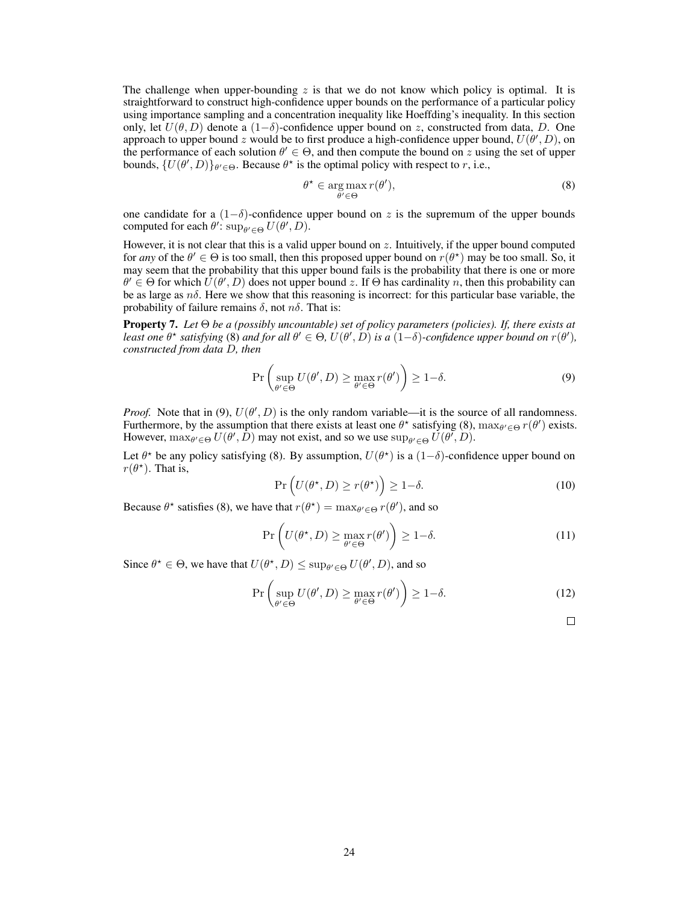The challenge when upper-bounding $z$ is that we do not know which policy is optimal. It is straightforward to construct high-confidence upper bounds on the performance of a particular policy using importance sampling and a concentration inequality like Hoeffding's inequality. In this section only, let $U(\theta, D)$ denote a $(1-\delta)$-confidence upper bound on $z$, constructed from data, $D$. One approach to upper bound $z$ would be to first produce a high-confidence upper bound, $U(\theta', D)$, on the performance of each solution $\theta' \in \Theta$, and then compute the bound on $z$ using the set of upper bounds, $\{U(\theta', D)\}_{\theta' \in \Theta}$. Because $\theta^\star$ is the optimal policy with respect to $r$, i.e.,

$$\theta^\star \in \arg\max_{\theta' \in \Theta} r(\theta'), \tag{8}$$

one candidate for a $(1-\delta)$-confidence upper bound on $z$ is the supremum of the upper bounds computed for each $\theta'$: $\sup_{\theta' \in \Theta} U(\theta', D)$.

However, it is not clear that this is a valid upper bound on $z$. Intuitively, if the upper bound computed for *any* of the $\theta' \in \Theta$ is too small, then this proposed upper bound on $r(\theta^\star)$ may be too small. So, it may seem that the probability that this upper bound fails is the probability that there is one or more $\theta' \in \Theta$ for which $U(\theta', D)$ does not upper bound $z$. If $\Theta$ has cardinality $n$, then this probability can be as large as $n\delta$. Here we show that this reasoning is incorrect: for this particular base variable, the probability of failure remains $\delta$, not $n\delta$. That is:

**Property 7.** *Let $\Theta$ be a (possibly uncountable) set of policy parameters (policies). If, there exists at least one $\theta^\star$ satisfying* (8) *and for all $\theta' \in \Theta$, $U(\theta', D)$ is a $(1-\delta)$-confidence upper bound on $r(\theta')$, constructed from data $D$, then*

$$\Pr\left(\sup_{\theta' \in \Theta} U(\theta', D) \geq \max_{\theta' \in \Theta} r(\theta')\right) \geq 1-\delta. \tag{9}$$

*Proof.* Note that in (9), $U(\theta', D)$ is the only random variable—it is the source of all randomness. Furthermore, by the assumption that there exists at least one $\theta^\star$ satisfying (8), $\max_{\theta' \in \Theta} r(\theta')$ exists. However, $\max_{\theta' \in \Theta} U(\theta', D)$ may not exist, and so we use $\sup_{\theta' \in \Theta} U(\theta', D)$.

Let $\theta^\star$ be any policy satisfying (8). By assumption, $U(\theta^\star)$ is a $(1-\delta)$-confidence upper bound on $r(\theta^\star)$. That is,

$$\Pr\Big(U(\theta^\star, D) \geq r(\theta^\star)\Big) \geq 1-\delta. \tag{10}$$

Because $\theta^\star$ satisfies (8), we have that $r(\theta^\star) = \max_{\theta' \in \Theta} r(\theta')$, and so

$$\Pr\left(U(\theta^\star, D) \geq \max_{\theta' \in \Theta} r(\theta')\right) \geq 1-\delta. \tag{11}$$

Since $\theta^\star \in \Theta$, we have that $U(\theta^\star, D) \leq \sup_{\theta' \in \Theta} U(\theta', D)$, and so

$$\Pr\left(\sup_{\theta' \in \Theta} U(\theta', D) \geq \max_{\theta' \in \Theta} r(\theta')\right) \geq 1-\delta. \tag{12}$$

$\square$